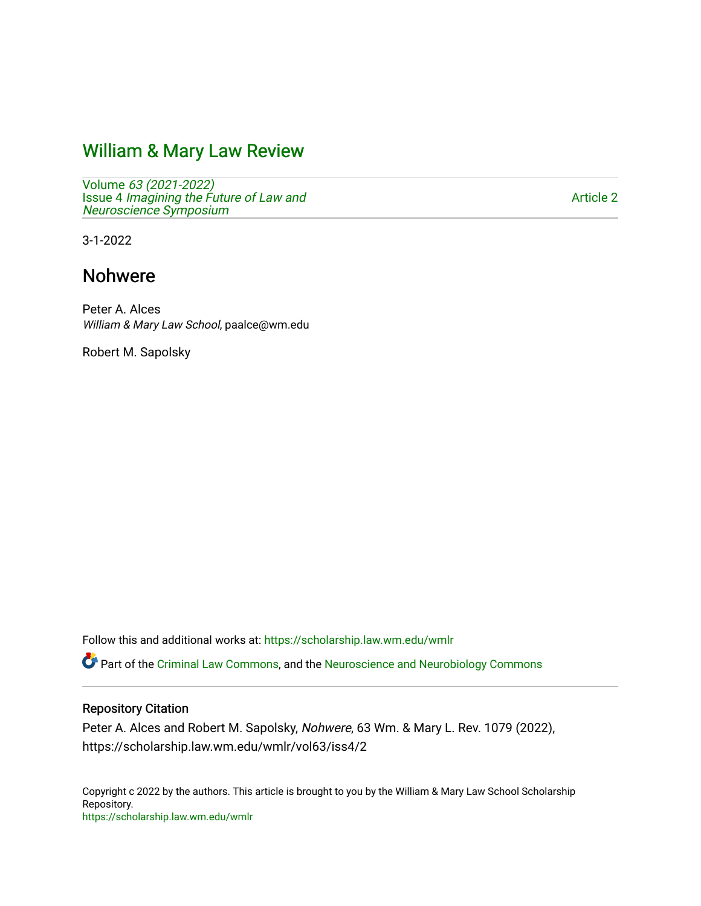# William & Mary Law Review

Volume *63 (2021-2022)*
Issue 4 *Imagining the Future of Law and Neuroscience Symposium*

Article 2

3-1-2022

## Nohwere

Peter A. Alces
*William & Mary Law School*, paalce@wm.edu

Robert M. Sapolsky

Follow this and additional works at: https://scholarship.law.wm.edu/wmlr

Part of the Criminal Law Commons, and the Neuroscience and Neurobiology Commons

### Repository Citation

Peter A. Alces and Robert M. Sapolsky, *Nohwere*, 63 Wm. & Mary L. Rev. 1079 (2022), https://scholarship.law.wm.edu/wmlr/vol63/iss4/2

Copyright c 2022 by the authors. This article is brought to you by the William & Mary Law School Scholarship Repository.
https://scholarship.law.wm.edu/wmlr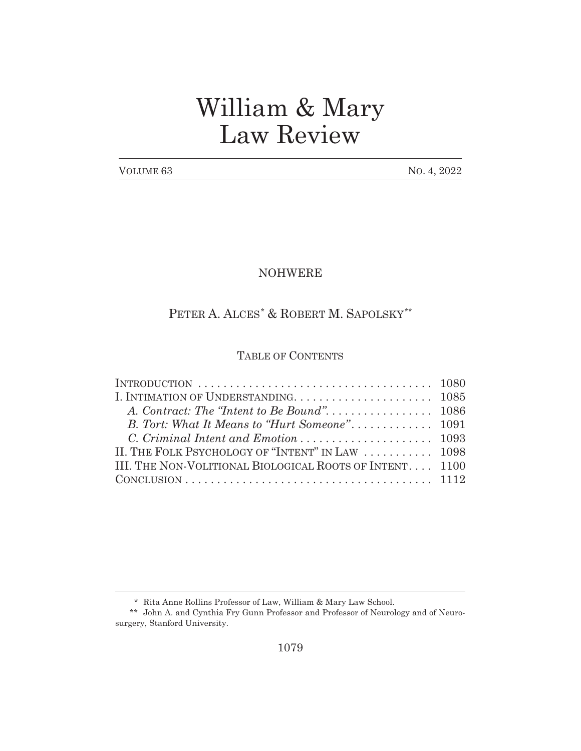# William & Mary Law Review

VOLUME 63 NO. 4, 2022

## NOHWERE

PETER A. ALCES[*] & ROBERT M. SAPOLSKY[**]

### TABLE OF CONTENTS

| | |
|---|---|
| INTRODUCTION | 1080 |
| I. INTIMATION OF UNDERSTANDING | 1085 |
| *A. Contract: The "Intent to Be Bound"* | 1086 |
| *B. Tort: What It Means to "Hurt Someone"* | 1091 |
| *C. Criminal Intent and Emotion* | 1093 |
| II. THE FOLK PSYCHOLOGY OF "INTENT" IN LAW | 1098 |
| III. THE NON-VOLITIONAL BIOLOGICAL ROOTS OF INTENT | 1100 |
| CONCLUSION | 1112 |

---

[*] Rita Anne Rollins Professor of Law, William & Mary Law School.

[**] John A. and Cynthia Fry Gunn Professor and Professor of Neurology and of Neurosurgery, Stanford University.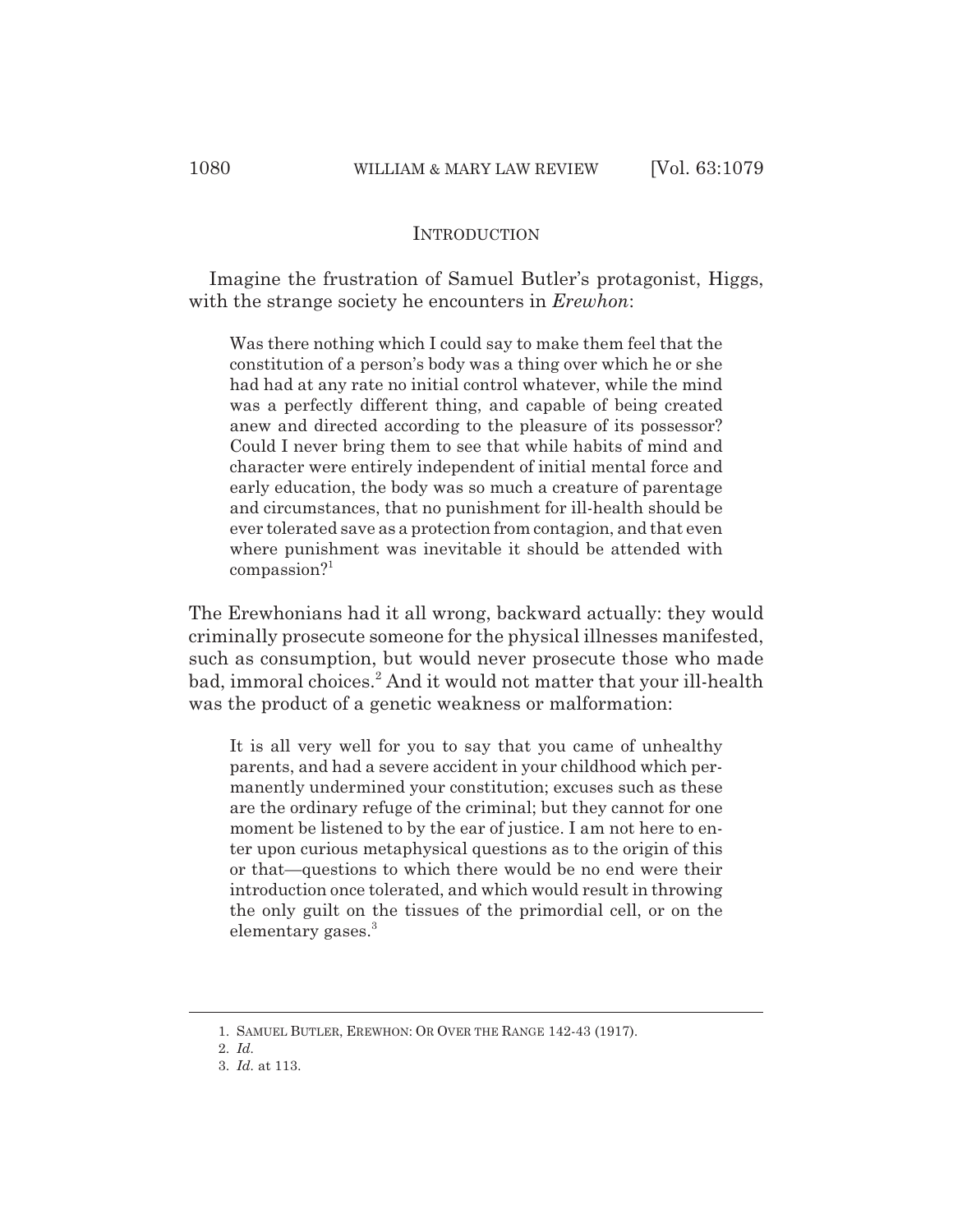## INTRODUCTION

Imagine the frustration of Samuel Butler's protagonist, Higgs, with the strange society he encounters in *Erewhon*:

> Was there nothing which I could say to make them feel that the constitution of a person's body was a thing over which he or she had had at any rate no initial control whatever, while the mind was a perfectly different thing, and capable of being created anew and directed according to the pleasure of its possessor? Could I never bring them to see that while habits of mind and character were entirely independent of initial mental force and early education, the body was so much a creature of parentage and circumstances, that no punishment for ill-health should be ever tolerated save as a protection from contagion, and that even where punishment was inevitable it should be attended with compassion?[1]

The Erewhonians had it all wrong, backward actually: they would criminally prosecute someone for the physical illnesses manifested, such as consumption, but would never prosecute those who made bad, immoral choices.[2] And it would not matter that your ill-health was the product of a genetic weakness or malformation:

> It is all very well for you to say that you came of unhealthy parents, and had a severe accident in your childhood which permanently undermined your constitution; excuses such as these are the ordinary refuge of the criminal; but they cannot for one moment be listened to by the ear of justice. I am not here to enter upon curious metaphysical questions as to the origin of this or that—questions to which there would be no end were their introduction once tolerated, and which would result in throwing the only guilt on the tissues of the primordial cell, or on the elementary gases.[3]

---

1. SAMUEL BUTLER, EREWHON: OR OVER THE RANGE 142-43 (1917).
2. *Id.*
3. *Id.* at 113.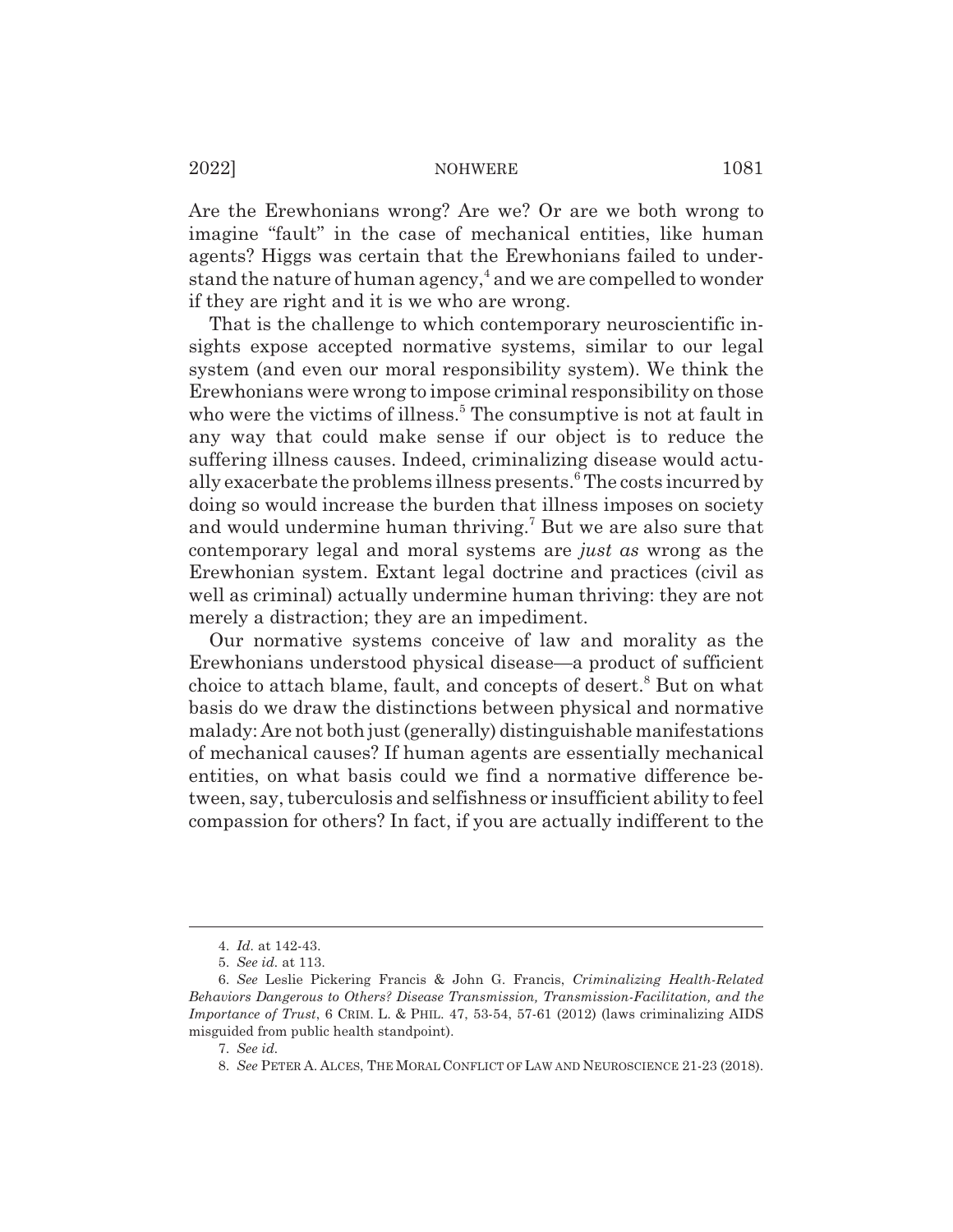Are the Erewhonians wrong? Are we? Or are we both wrong to imagine "fault" in the case of mechanical entities, like human agents? Higgs was certain that the Erewhonians failed to understand the nature of human agency,[4] and we are compelled to wonder if they are right and it is we who are wrong.

That is the challenge to which contemporary neuroscientific insights expose accepted normative systems, similar to our legal system (and even our moral responsibility system). We think the Erewhonians were wrong to impose criminal responsibility on those who were the victims of illness.[5] The consumptive is not at fault in any way that could make sense if our object is to reduce the suffering illness causes. Indeed, criminalizing disease would actually exacerbate the problems illness presents.[6] The costs incurred by doing so would increase the burden that illness imposes on society and would undermine human thriving.[7] But we are also sure that contemporary legal and moral systems are *just as* wrong as the Erewhonian system. Extant legal doctrine and practices (civil as well as criminal) actually undermine human thriving: they are not merely a distraction; they are an impediment.

Our normative systems conceive of law and morality as the Erewhonians understood physical disease—a product of sufficient choice to attach blame, fault, and concepts of desert.[8] But on what basis do we draw the distinctions between physical and normative malady: Are not both just (generally) distinguishable manifestations of mechanical causes? If human agents are essentially mechanical entities, on what basis could we find a normative difference between, say, tuberculosis and selfishness or insufficient ability to feel compassion for others? In fact, if you are actually indifferent to the

---

4. *Id.* at 142-43.

5. *See id.* at 113.

6. *See* Leslie Pickering Francis & John G. Francis, *Criminalizing Health-Related Behaviors Dangerous to Others? Disease Transmission, Transmission-Facilitation, and the Importance of Trust*, 6 CRIM. L. & PHIL. 47, 53-54, 57-61 (2012) (laws criminalizing AIDS misguided from public health standpoint).

7. *See id.*

8. *See* PETER A. ALCES, THE MORAL CONFLICT OF LAW AND NEUROSCIENCE 21-23 (2018).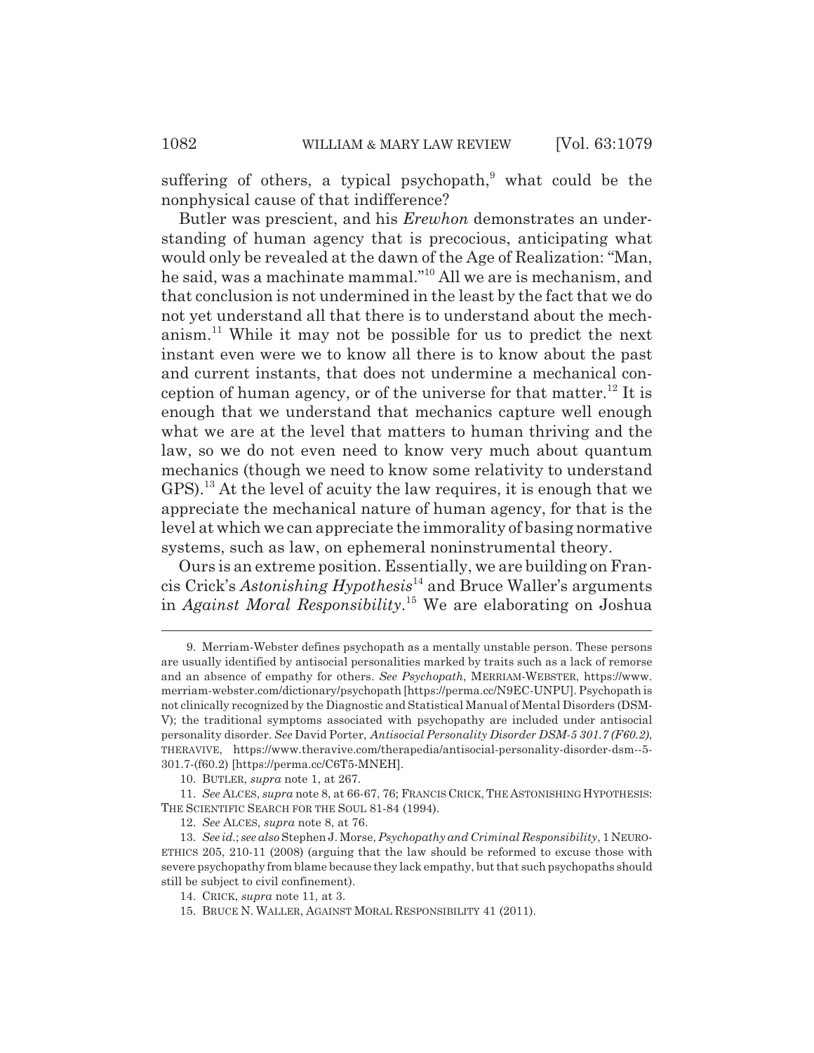suffering of others, a typical psychopath,[9] what could be the nonphysical cause of that indifference?

Butler was prescient, and his *Erewhon* demonstrates an understanding of human agency that is precocious, anticipating what would only be revealed at the dawn of the Age of Realization: "Man, he said, was a machinate mammal."[10] All we are is mechanism, and that conclusion is not undermined in the least by the fact that we do not yet understand all that there is to understand about the mechanism.[11] While it may not be possible for us to predict the next instant even were we to know all there is to know about the past and current instants, that does not undermine a mechanical conception of human agency, or of the universe for that matter.[12] It is enough that we understand that mechanics capture well enough what we are at the level that matters to human thriving and the law, so we do not even need to know very much about quantum mechanics (though we need to know some relativity to understand GPS).[13] At the level of acuity the law requires, it is enough that we appreciate the mechanical nature of human agency, for that is the level at which we can appreciate the immorality of basing normative systems, such as law, on ephemeral noninstrumental theory.

Ours is an extreme position. Essentially, we are building on Francis Crick's *Astonishing Hypothesis*[14] and Bruce Waller's arguments in *Against Moral Responsibility*.[15] We are elaborating on Joshua

---

9. Merriam-Webster defines psychopath as a mentally unstable person. These persons are usually identified by antisocial personalities marked by traits such as a lack of remorse and an absence of empathy for others. *See Psychopath*, MERRIAM-WEBSTER, https://www.merriam-webster.com/dictionary/psychopath [https://perma.cc/N9EC-UNPU]. Psychopath is not clinically recognized by the Diagnostic and Statistical Manual of Mental Disorders (DSM-V); the traditional symptoms associated with psychopathy are included under antisocial personality disorder. *See* David Porter, *Antisocial Personality Disorder DSM-5 301.7 (F60.2)*, THERAVIVE, https://www.theravive.com/therapedia/antisocial-personality-disorder-dsm--5-301.7-(f60.2) [https://perma.cc/C6T5-MNEH].

10. BUTLER, *supra* note 1, at 267.

11. *See* ALCES, *supra* note 8, at 66-67, 76; FRANCIS CRICK, THE ASTONISHING HYPOTHESIS: THE SCIENTIFIC SEARCH FOR THE SOUL 81-84 (1994).

12. *See* ALCES, *supra* note 8, at 76.

13. *See id.*; *see also* Stephen J. Morse, *Psychopathy and Criminal Responsibility*, 1 NEUROETHICS 205, 210-11 (2008) (arguing that the law should be reformed to excuse those with severe psychopathy from blame because they lack empathy, but that such psychopaths should still be subject to civil confinement).

14. CRICK, *supra* note 11, at 3.

15. BRUCE N. WALLER, AGAINST MORAL RESPONSIBILITY 41 (2011).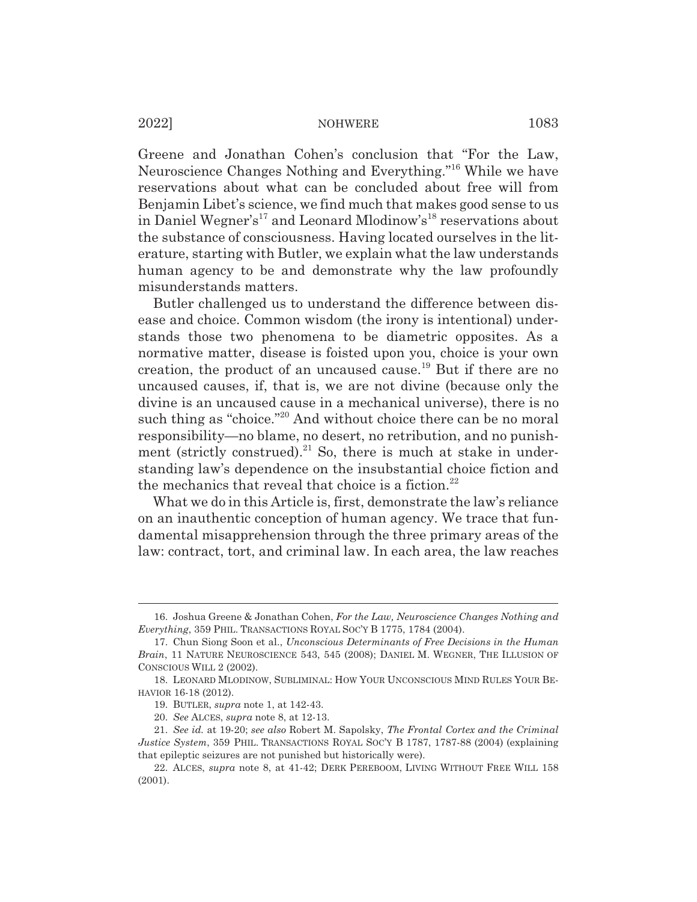Greene and Jonathan Cohen's conclusion that "For the Law, Neuroscience Changes Nothing and Everything."[16] While we have reservations about what can be concluded about free will from Benjamin Libet's science, we find much that makes good sense to us in Daniel Wegner's[17] and Leonard Mlodinow's[18] reservations about the substance of consciousness. Having located ourselves in the literature, starting with Butler, we explain what the law understands human agency to be and demonstrate why the law profoundly misunderstands matters.

Butler challenged us to understand the difference between disease and choice. Common wisdom (the irony is intentional) understands those two phenomena to be diametric opposites. As a normative matter, disease is foisted upon you, choice is your own creation, the product of an uncaused cause.[19] But if there are no uncaused causes, if, that is, we are not divine (because only the divine is an uncaused cause in a mechanical universe), there is no such thing as "choice."[20] And without choice there can be no moral responsibility—no blame, no desert, no retribution, and no punishment (strictly construed).[21] So, there is much at stake in understanding law's dependence on the insubstantial choice fiction and the mechanics that reveal that choice is a fiction.[22]

What we do in this Article is, first, demonstrate the law's reliance on an inauthentic conception of human agency. We trace that fundamental misapprehension through the three primary areas of the law: contract, tort, and criminal law. In each area, the law reaches

---

16. Joshua Greene & Jonathan Cohen, *For the Law, Neuroscience Changes Nothing and Everything*, 359 PHIL. TRANSACTIONS ROYAL SOC'Y B 1775, 1784 (2004).

17. Chun Siong Soon et al., *Unconscious Determinants of Free Decisions in the Human Brain*, 11 NATURE NEUROSCIENCE 543, 545 (2008); DANIEL M. WEGNER, THE ILLUSION OF CONSCIOUS WILL 2 (2002).

18. LEONARD MLODINOW, SUBLIMINAL: HOW YOUR UNCONSCIOUS MIND RULES YOUR BEHAVIOR 16-18 (2012).

19. BUTLER, *supra* note 1, at 142-43.

20. *See* ALCES, *supra* note 8, at 12-13.

21. *See id.* at 19-20; *see also* Robert M. Sapolsky, *The Frontal Cortex and the Criminal Justice System*, 359 PHIL. TRANSACTIONS ROYAL SOC'Y B 1787, 1787-88 (2004) (explaining that epileptic seizures are not punished but historically were).

22. ALCES, *supra* note 8, at 41-42; DERK PEREBOOM, LIVING WITHOUT FREE WILL 158 (2001).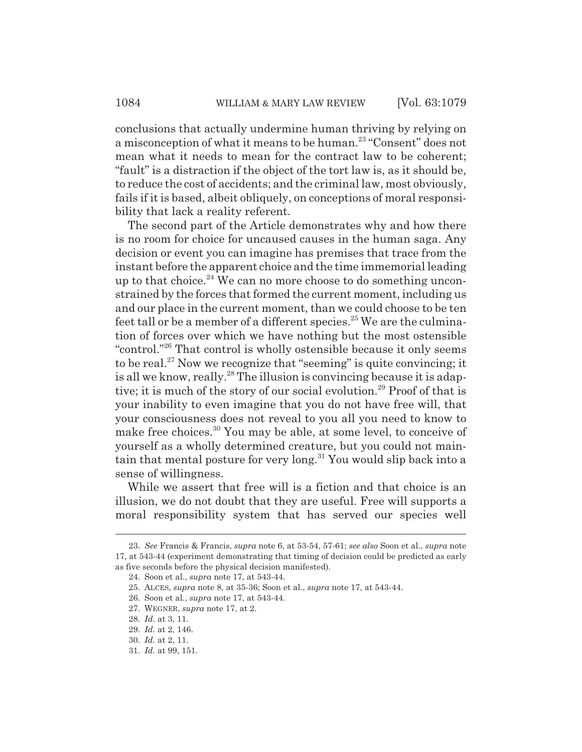conclusions that actually undermine human thriving by relying on a misconception of what it means to be human.[23] "Consent" does not mean what it needs to mean for the contract law to be coherent; "fault" is a distraction if the object of the tort law is, as it should be, to reduce the cost of accidents; and the criminal law, most obviously, fails if it is based, albeit obliquely, on conceptions of moral responsibility that lack a reality referent.

The second part of the Article demonstrates why and how there is no room for choice for uncaused causes in the human saga. Any decision or event you can imagine has premises that trace from the instant before the apparent choice and the time immemorial leading up to that choice.[24] We can no more choose to do something unconstrained by the forces that formed the current moment, including us and our place in the current moment, than we could choose to be ten feet tall or be a member of a different species.[25] We are the culmination of forces over which we have nothing but the most ostensible "control."[26] That control is wholly ostensible because it only seems to be real.[27] Now we recognize that "seeming" is quite convincing; it is all we know, really.[28] The illusion is convincing because it is adaptive; it is much of the story of our social evolution.[29] Proof of that is your inability to even imagine that you do not have free will, that your consciousness does not reveal to you all you need to know to make free choices.[30] You may be able, at some level, to conceive of yourself as a wholly determined creature, but you could not maintain that mental posture for very long.[31] You would slip back into a sense of willingness.

While we assert that free will is a fiction and that choice is an illusion, we do not doubt that they are useful. Free will supports a moral responsibility system that has served our species well

---

23. *See* Francis & Francis, *supra* note 6, at 53-54, 57-61; *see also* Soon et al., *supra* note 17, at 543-44 (experiment demonstrating that timing of decision could be predicted as early as five seconds before the physical decision manifested).

24. Soon et al., *supra* note 17, at 543-44.

25. ALCES, *supra* note 8, at 35-36; Soon et al., *supra* note 17, at 543-44.

26. Soon et al., *supra* note 17, at 543-44.

27. WEGNER, *supra* note 17, at 2.

28. *Id.* at 3, 11.

29. *Id.* at 2, 146.

30. *Id.* at 2, 11.

31. *Id.* at 99, 151.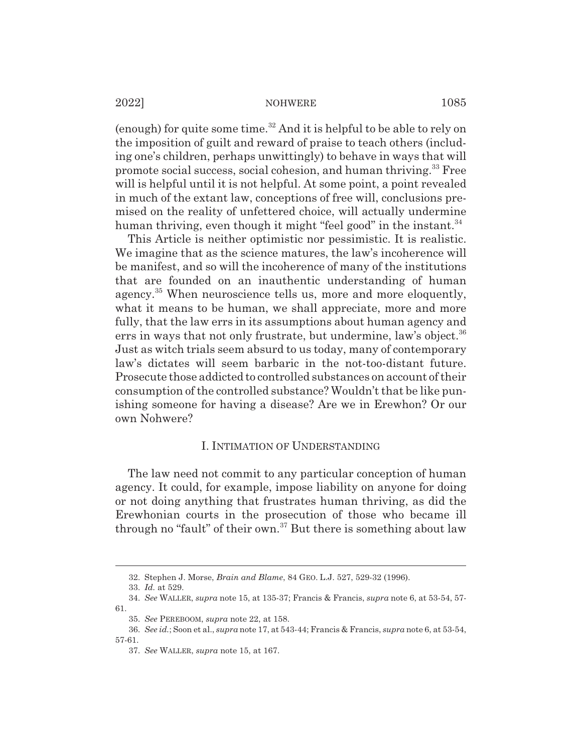(enough) for quite some time.[32] And it is helpful to be able to rely on the imposition of guilt and reward of praise to teach others (including one's children, perhaps unwittingly) to behave in ways that will promote social success, social cohesion, and human thriving.[33] Free will is helpful until it is not helpful. At some point, a point revealed in much of the extant law, conceptions of free will, conclusions premised on the reality of unfettered choice, will actually undermine human thriving, even though it might "feel good" in the instant.[34]

This Article is neither optimistic nor pessimistic. It is realistic. We imagine that as the science matures, the law's incoherence will be manifest, and so will the incoherence of many of the institutions that are founded on an inauthentic understanding of human agency.[35] When neuroscience tells us, more and more eloquently, what it means to be human, we shall appreciate, more and more fully, that the law errs in its assumptions about human agency and errs in ways that not only frustrate, but undermine, law's object.[36] Just as witch trials seem absurd to us today, many of contemporary law's dictates will seem barbaric in the not-too-distant future. Prosecute those addicted to controlled substances on account of their consumption of the controlled substance? Wouldn't that be like punishing someone for having a disease? Are we in Erewhon? Or our own Nohwere?

## I. INTIMATION OF UNDERSTANDING

The law need not commit to any particular conception of human agency. It could, for example, impose liability on anyone for doing or not doing anything that frustrates human thriving, as did the Erewhonian courts in the prosecution of those who became ill through no "fault" of their own.[37] But there is something about law

---

32. Stephen J. Morse, *Brain and Blame*, 84 GEO. L.J. 527, 529-32 (1996).

33. *Id.* at 529.

34. *See* WALLER, *supra* note 15, at 135-37; Francis & Francis, *supra* note 6, at 53-54, 57-61.

35. *See* PEREBOOM, *supra* note 22, at 158.

36. *See id.*; Soon et al., *supra* note 17, at 543-44; Francis & Francis, *supra* note 6, at 53-54, 57-61.

37. *See* WALLER, *supra* note 15, at 167.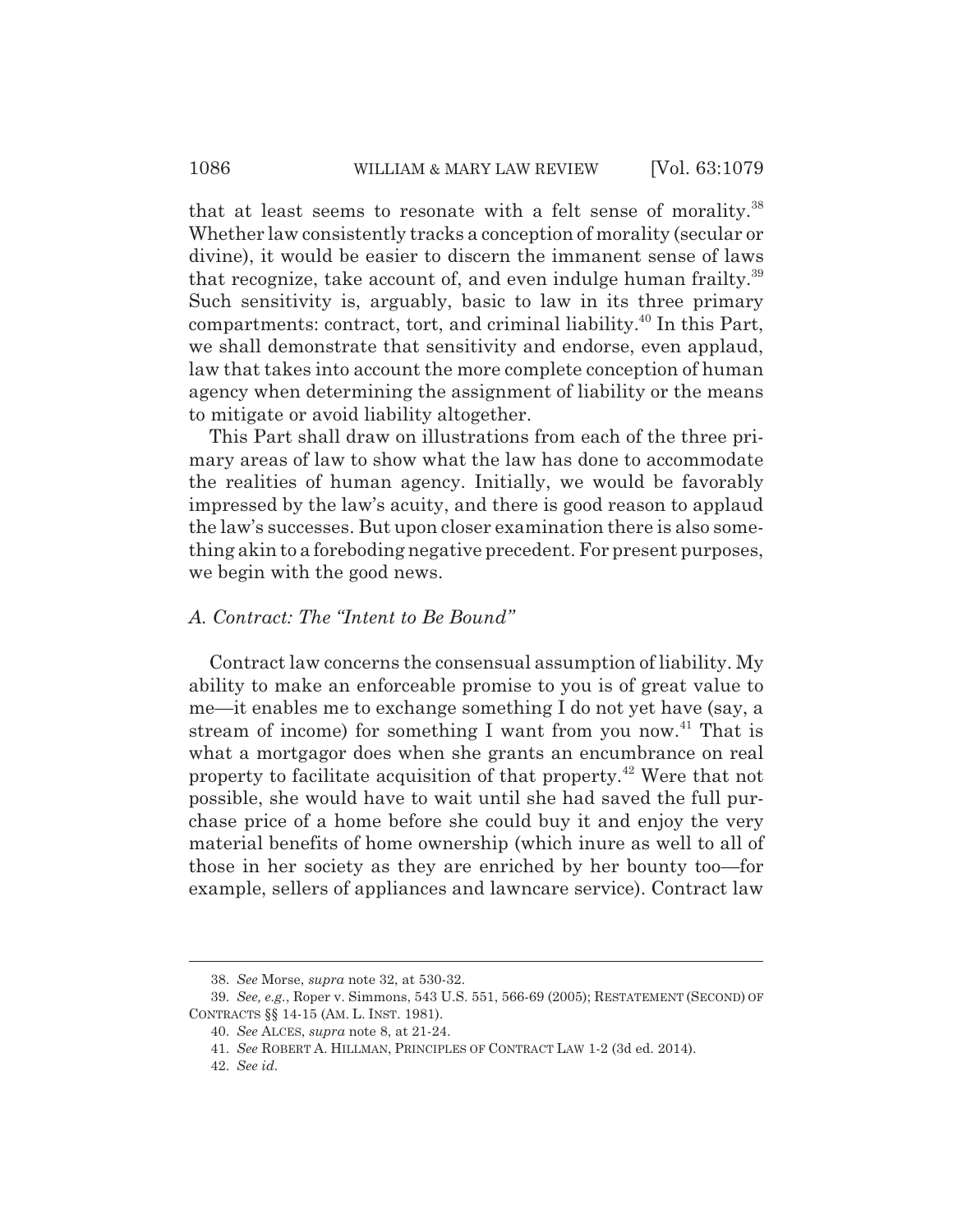that at least seems to resonate with a felt sense of morality.[38] Whether law consistently tracks a conception of morality (secular or divine), it would be easier to discern the immanent sense of laws that recognize, take account of, and even indulge human frailty.[39] Such sensitivity is, arguably, basic to law in its three primary compartments: contract, tort, and criminal liability.[40] In this Part, we shall demonstrate that sensitivity and endorse, even applaud, law that takes into account the more complete conception of human agency when determining the assignment of liability or the means to mitigate or avoid liability altogether.

This Part shall draw on illustrations from each of the three primary areas of law to show what the law has done to accommodate the realities of human agency. Initially, we would be favorably impressed by the law's acuity, and there is good reason to applaud the law's successes. But upon closer examination there is also something akin to a foreboding negative precedent. For present purposes, we begin with the good news.

### *A. Contract: The "Intent to Be Bound"*

Contract law concerns the consensual assumption of liability. My ability to make an enforceable promise to you is of great value to me—it enables me to exchange something I do not yet have (say, a stream of income) for something I want from you now.[41] That is what a mortgagor does when she grants an encumbrance on real property to facilitate acquisition of that property.[42] Were that not possible, she would have to wait until she had saved the full purchase price of a home before she could buy it and enjoy the very material benefits of home ownership (which inure as well to all of those in her society as they are enriched by her bounty too—for example, sellers of appliances and lawncare service). Contract law

---

38. *See* Morse, *supra* note 32, at 530-32.

39. *See, e.g.*, Roper v. Simmons, 543 U.S. 551, 566-69 (2005); RESTATEMENT (SECOND) OF CONTRACTS §§ 14-15 (AM. L. INST. 1981).

40. *See* ALCES, *supra* note 8, at 21-24.

41. *See* ROBERT A. HILLMAN, PRINCIPLES OF CONTRACT LAW 1-2 (3d ed. 2014).

42. *See id.*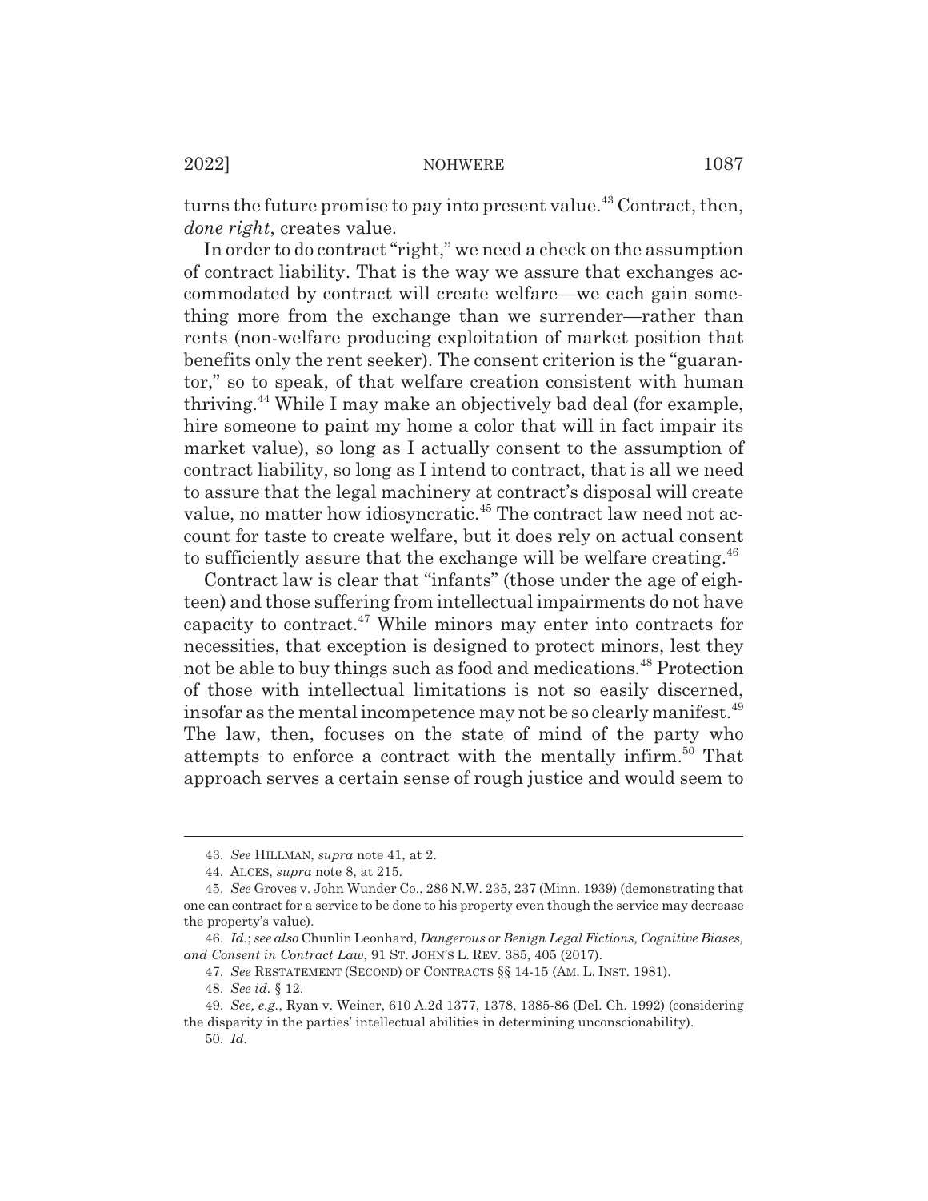turns the future promise to pay into present value.[43] Contract, then, *done right*, creates value.

In order to do contract "right," we need a check on the assumption of contract liability. That is the way we assure that exchanges accommodated by contract will create welfare—we each gain something more from the exchange than we surrender—rather than rents (non-welfare producing exploitation of market position that benefits only the rent seeker). The consent criterion is the "guarantor," so to speak, of that welfare creation consistent with human thriving.[44] While I may make an objectively bad deal (for example, hire someone to paint my home a color that will in fact impair its market value), so long as I actually consent to the assumption of contract liability, so long as I intend to contract, that is all we need to assure that the legal machinery at contract's disposal will create value, no matter how idiosyncratic.[45] The contract law need not account for taste to create welfare, but it does rely on actual consent to sufficiently assure that the exchange will be welfare creating.[46]

Contract law is clear that "infants" (those under the age of eighteen) and those suffering from intellectual impairments do not have capacity to contract.[47] While minors may enter into contracts for necessities, that exception is designed to protect minors, lest they not be able to buy things such as food and medications.[48] Protection of those with intellectual limitations is not so easily discerned, insofar as the mental incompetence may not be so clearly manifest.[49] The law, then, focuses on the state of mind of the party who attempts to enforce a contract with the mentally infirm.[50] That approach serves a certain sense of rough justice and would seem to

---

43. *See* HILLMAN, *supra* note 41, at 2.

44. ALCES, *supra* note 8, at 215.

45. *See* Groves v. John Wunder Co., 286 N.W. 235, 237 (Minn. 1939) (demonstrating that one can contract for a service to be done to his property even though the service may decrease the property's value).

46. *Id.*; *see also* Chunlin Leonhard, *Dangerous or Benign Legal Fictions, Cognitive Biases, and Consent in Contract Law*, 91 ST. JOHN'S L. REV. 385, 405 (2017).

47. *See* RESTATEMENT (SECOND) OF CONTRACTS §§ 14-15 (AM. L. INST. 1981).

48. *See id.* § 12.

49. *See, e.g.*, Ryan v. Weiner, 610 A.2d 1377, 1378, 1385-86 (Del. Ch. 1992) (considering the disparity in the parties' intellectual abilities in determining unconscionability).

50. *Id.*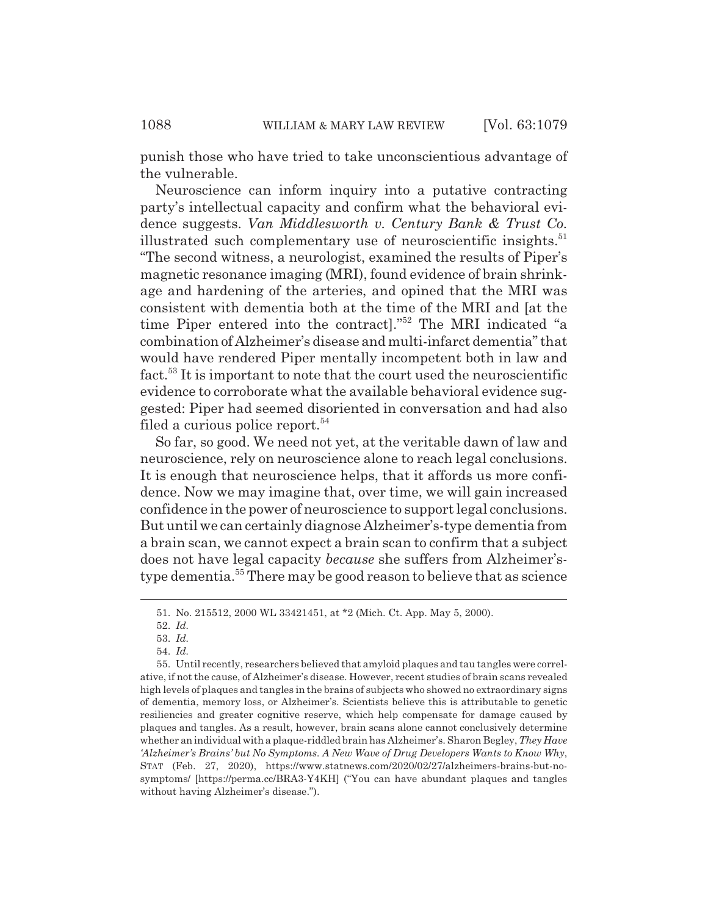punish those who have tried to take unconscientious advantage of the vulnerable.

Neuroscience can inform inquiry into a putative contracting party's intellectual capacity and confirm what the behavioral evidence suggests. *Van Middlesworth v. Century Bank & Trust Co.* illustrated such complementary use of neuroscientific insights.[51] "The second witness, a neurologist, examined the results of Piper's magnetic resonance imaging (MRI), found evidence of brain shrinkage and hardening of the arteries, and opined that the MRI was consistent with dementia both at the time of the MRI and [at the time Piper entered into the contract]."[52] The MRI indicated "a combination of Alzheimer's disease and multi-infarct dementia" that would have rendered Piper mentally incompetent both in law and fact.[53] It is important to note that the court used the neuroscientific evidence to corroborate what the available behavioral evidence suggested: Piper had seemed disoriented in conversation and had also filed a curious police report.[54]

So far, so good. We need not yet, at the veritable dawn of law and neuroscience, rely on neuroscience alone to reach legal conclusions. It is enough that neuroscience helps, that it affords us more confidence. Now we may imagine that, over time, we will gain increased confidence in the power of neuroscience to support legal conclusions. But until we can certainly diagnose Alzheimer's-type dementia from a brain scan, we cannot expect a brain scan to confirm that a subject does not have legal capacity *because* she suffers from Alzheimer's-type dementia.[55] There may be good reason to believe that as science

---

51. No. 215512, 2000 WL 33421451, at *2 (Mich. Ct. App. May 5, 2000).

52. *Id.*

53. *Id.*

54. *Id.*

55. Until recently, researchers believed that amyloid plaques and tau tangles were correlative, if not the cause, of Alzheimer's disease. However, recent studies of brain scans revealed high levels of plaques and tangles in the brains of subjects who showed no extraordinary signs of dementia, memory loss, or Alzheimer's. Scientists believe this is attributable to genetic resiliencies and greater cognitive reserve, which help compensate for damage caused by plaques and tangles. As a result, however, brain scans alone cannot conclusively determine whether an individual with a plaque-riddled brain has Alzheimer's. Sharon Begley, *They Have 'Alzheimer's Brains' but No Symptoms. A New Wave of Drug Developers Wants to Know Why*, STAT (Feb. 27, 2020), https://www.statnews.com/2020/02/27/alzheimers-brains-but-no-symptoms/ [https://perma.cc/BRA3-Y4KH] ("You can have abundant plaques and tangles without having Alzheimer's disease.").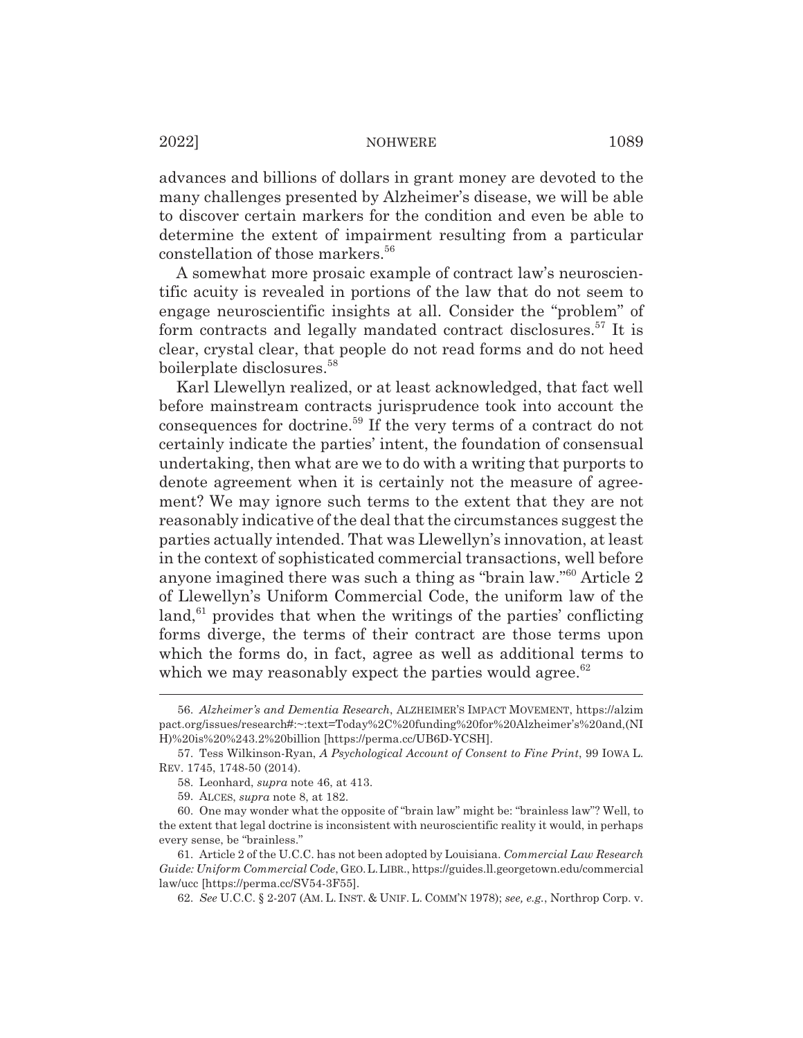advances and billions of dollars in grant money are devoted to the many challenges presented by Alzheimer's disease, we will be able to discover certain markers for the condition and even be able to determine the extent of impairment resulting from a particular constellation of those markers.[56]

A somewhat more prosaic example of contract law's neuroscientific acuity is revealed in portions of the law that do not seem to engage neuroscientific insights at all. Consider the "problem" of form contracts and legally mandated contract disclosures.[57] It is clear, crystal clear, that people do not read forms and do not heed boilerplate disclosures.[58]

Karl Llewellyn realized, or at least acknowledged, that fact well before mainstream contracts jurisprudence took into account the consequences for doctrine.[59] If the very terms of a contract do not certainly indicate the parties' intent, the foundation of consensual undertaking, then what are we to do with a writing that purports to denote agreement when it is certainly not the measure of agreement? We may ignore such terms to the extent that they are not reasonably indicative of the deal that the circumstances suggest the parties actually intended. That was Llewellyn's innovation, at least in the context of sophisticated commercial transactions, well before anyone imagined there was such a thing as "brain law."[60] Article 2 of Llewellyn's Uniform Commercial Code, the uniform law of the land,[61] provides that when the writings of the parties' conflicting forms diverge, the terms of their contract are those terms upon which the forms do, in fact, agree as well as additional terms to which we may reasonably expect the parties would agree.[62]

---

56. *Alzheimer's and Dementia Research*, ALZHEIMER'S IMPACT MOVEMENT, https://alzimpact.org/issues/research#:~:text=Today%2C%20funding%20for%20Alzheimer's%20and,(NIH)%20is%20%243.2%20billion [https://perma.cc/UB6D-YCSH].

57. Tess Wilkinson-Ryan, *A Psychological Account of Consent to Fine Print*, 99 IOWA L. REV. 1745, 1748-50 (2014).

58. Leonhard, *supra* note 46, at 413.

59. ALCES, *supra* note 8, at 182.

60. One may wonder what the opposite of "brain law" might be: "brainless law"? Well, to the extent that legal doctrine is inconsistent with neuroscientific reality it would, in perhaps every sense, be "brainless."

61. Article 2 of the U.C.C. has not been adopted by Louisiana. *Commercial Law Research Guide: Uniform Commercial Code*, GEO. L. LIBR., https://guides.ll.georgetown.edu/commerciallaw/ucc [https://perma.cc/SV54-3F55].

62. *See* U.C.C. § 2-207 (AM. L. INST. & UNIF. L. COMM'N 1978); *see, e.g.*, Northrop Corp. v.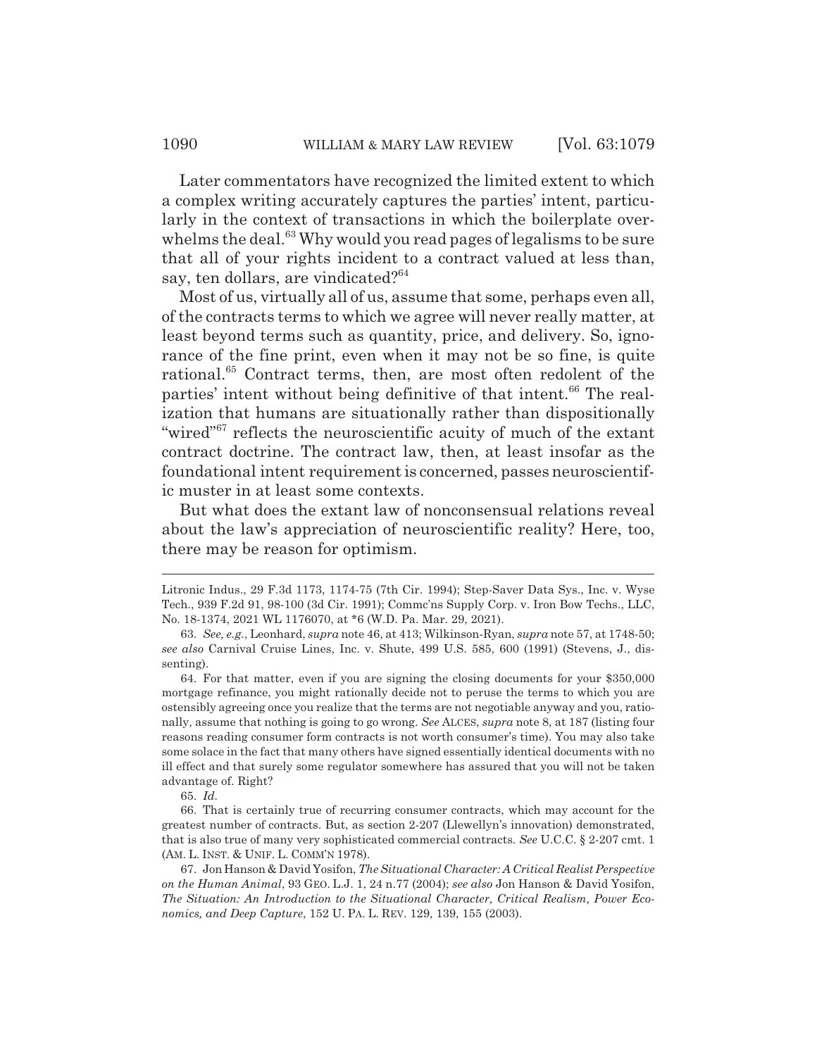Later commentators have recognized the limited extent to which a complex writing accurately captures the parties' intent, particularly in the context of transactions in which the boilerplate overwhelms the deal.[63] Why would you read pages of legalisms to be sure that all of your rights incident to a contract valued at less than, say, ten dollars, are vindicated?[64]

Most of us, virtually all of us, assume that some, perhaps even all, of the contracts terms to which we agree will never really matter, at least beyond terms such as quantity, price, and delivery. So, ignorance of the fine print, even when it may not be so fine, is quite rational.[65] Contract terms, then, are most often redolent of the parties' intent without being definitive of that intent.[66] The realization that humans are situationally rather than dispositionally "wired"[67] reflects the neuroscientific acuity of much of the extant contract doctrine. The contract law, then, at least insofar as the foundational intent requirement is concerned, passes neuroscientific muster in at least some contexts.

But what does the extant law of nonconsensual relations reveal about the law's appreciation of neuroscientific reality? Here, too, there may be reason for optimism.

---

Litronic Indus., 29 F.3d 1173, 1174-75 (7th Cir. 1994); Step-Saver Data Sys., Inc. v. Wyse Tech., 939 F.2d 91, 98-100 (3d Cir. 1991); Commc'ns Supply Corp. v. Iron Bow Techs., LLC, No. 18-1374, 2021 WL 1176070, at *6 (W.D. Pa. Mar. 29, 2021).

63. *See, e.g.*, Leonhard, *supra* note 46, at 413; Wilkinson-Ryan, *supra* note 57, at 1748-50; *see also* Carnival Cruise Lines, Inc. v. Shute, 499 U.S. 585, 600 (1991) (Stevens, J., dissenting).

64. For that matter, even if you are signing the closing documents for your $350,000 mortgage refinance, you might rationally decide not to peruse the terms to which you are ostensibly agreeing once you realize that the terms are not negotiable anyway and you, rationally, assume that nothing is going to go wrong. *See* ALCES, *supra* note 8, at 187 (listing four reasons reading consumer form contracts is not worth consumer's time). You may also take some solace in the fact that many others have signed essentially identical documents with no ill effect and that surely some regulator somewhere has assured that you will not be taken advantage of. Right?

65. *Id.*

66. That is certainly true of recurring consumer contracts, which may account for the greatest number of contracts. But, as section 2-207 (Llewellyn's innovation) demonstrated, that is also true of many very sophisticated commercial contracts. *See* U.C.C. § 2-207 cmt. 1 (AM. L. INST. & UNIF. L. COMM'N 1978).

67. Jon Hanson & David Yosifon, *The Situational Character: A Critical Realist Perspective on the Human Animal*, 93 GEO. L.J. 1, 24 n.77 (2004); *see also* Jon Hanson & David Yosifon, *The Situation: An Introduction to the Situational Character, Critical Realism, Power Economics, and Deep Capture*, 152 U. PA. L. REV. 129, 139, 155 (2003).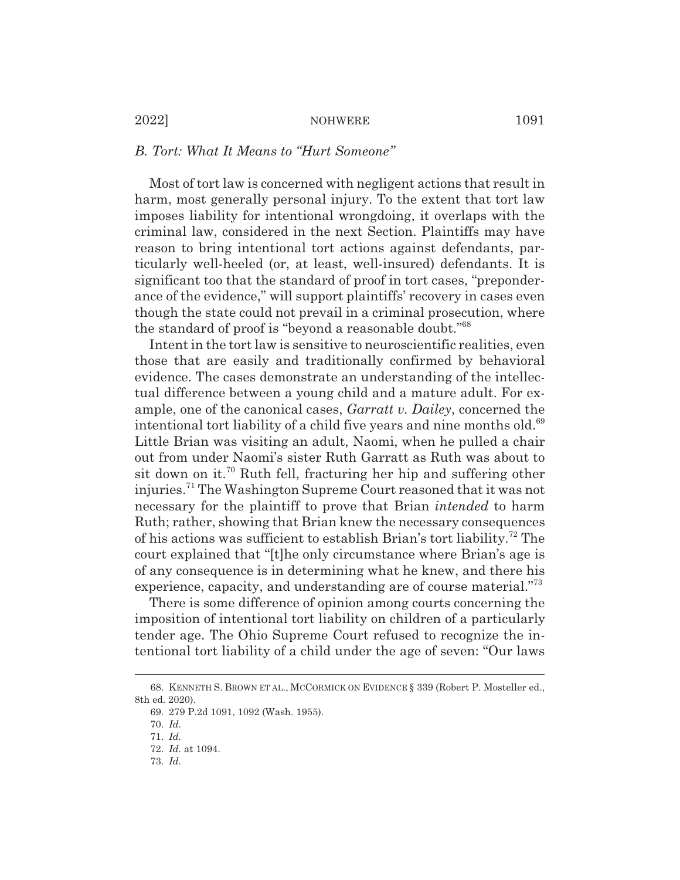### *B. Tort: What It Means to "Hurt Someone"*

Most of tort law is concerned with negligent actions that result in harm, most generally personal injury. To the extent that tort law imposes liability for intentional wrongdoing, it overlaps with the criminal law, considered in the next Section. Plaintiffs may have reason to bring intentional tort actions against defendants, particularly well-heeled (or, at least, well-insured) defendants. It is significant too that the standard of proof in tort cases, "preponderance of the evidence," will support plaintiffs' recovery in cases even though the state could not prevail in a criminal prosecution, where the standard of proof is "beyond a reasonable doubt."[68]

Intent in the tort law is sensitive to neuroscientific realities, even those that are easily and traditionally confirmed by behavioral evidence. The cases demonstrate an understanding of the intellectual difference between a young child and a mature adult. For example, one of the canonical cases, *Garratt v. Dailey*, concerned the intentional tort liability of a child five years and nine months old.[69] Little Brian was visiting an adult, Naomi, when he pulled a chair out from under Naomi's sister Ruth Garratt as Ruth was about to sit down on it.[70] Ruth fell, fracturing her hip and suffering other injuries.[71] The Washington Supreme Court reasoned that it was not necessary for the plaintiff to prove that Brian *intended* to harm Ruth; rather, showing that Brian knew the necessary consequences of his actions was sufficient to establish Brian's tort liability.[72] The court explained that "[t]he only circumstance where Brian's age is of any consequence is in determining what he knew, and there his experience, capacity, and understanding are of course material."[73]

There is some difference of opinion among courts concerning the imposition of intentional tort liability on children of a particularly tender age. The Ohio Supreme Court refused to recognize the intentional tort liability of a child under the age of seven: "Our laws

---

68. KENNETH S. BROWN ET AL., MCCORMICK ON EVIDENCE § 339 (Robert P. Mosteller ed., 8th ed. 2020).

69. 279 P.2d 1091, 1092 (Wash. 1955).

70. *Id.*

71. *Id.*

72. *Id.* at 1094.

73. *Id.*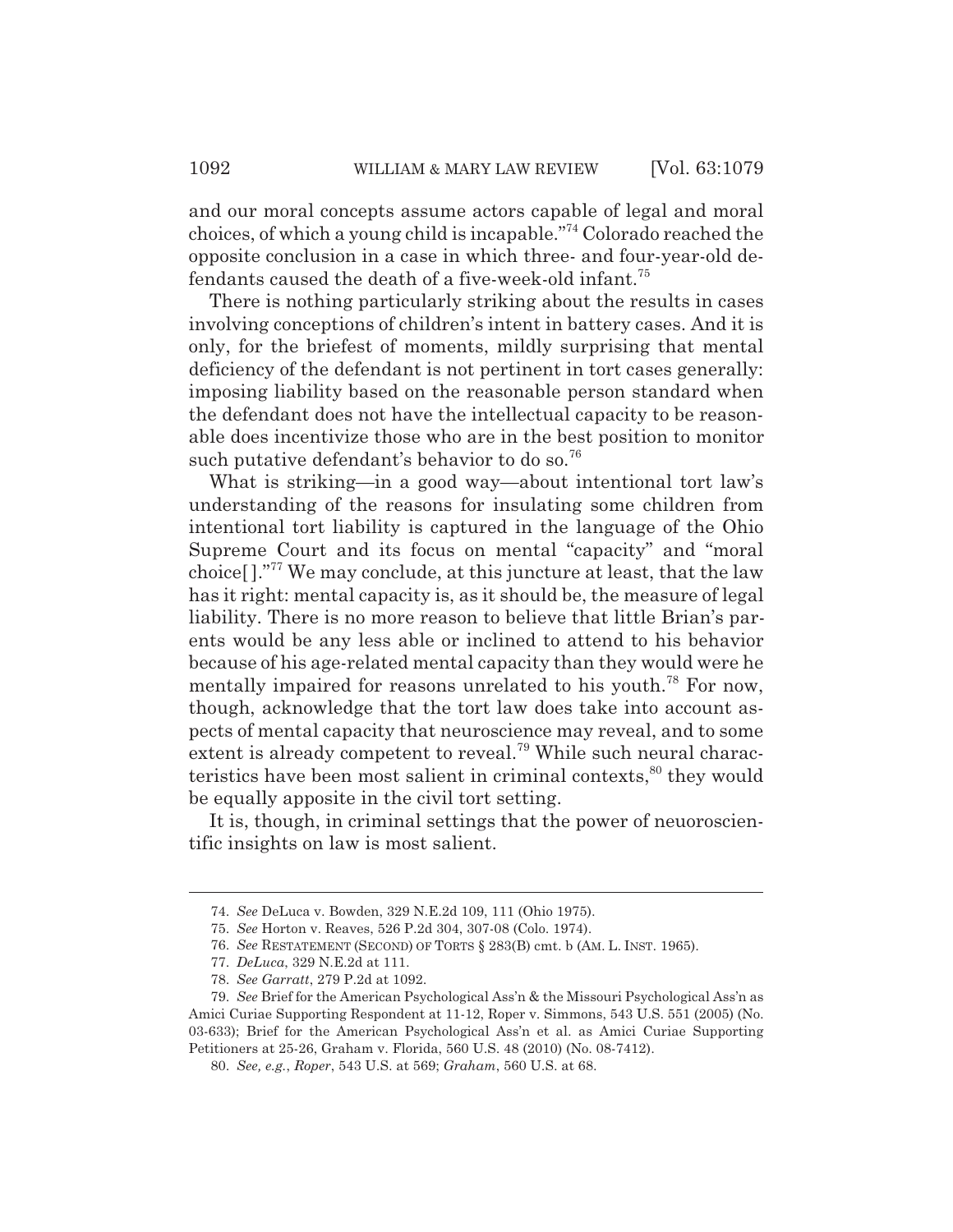and our moral concepts assume actors capable of legal and moral choices, of which a young child is incapable."[74] Colorado reached the opposite conclusion in a case in which three- and four-year-old defendants caused the death of a five-week-old infant.[75]

There is nothing particularly striking about the results in cases involving conceptions of children's intent in battery cases. And it is only, for the briefest of moments, mildly surprising that mental deficiency of the defendant is not pertinent in tort cases generally: imposing liability based on the reasonable person standard when the defendant does not have the intellectual capacity to be reasonable does incentivize those who are in the best position to monitor such putative defendant's behavior to do so.[76]

What is striking—in a good way—about intentional tort law's understanding of the reasons for insulating some children from intentional tort liability is captured in the language of the Ohio Supreme Court and its focus on mental "capacity" and "moral choice[ ]."[77] We may conclude, at this juncture at least, that the law has it right: mental capacity is, as it should be, the measure of legal liability. There is no more reason to believe that little Brian's parents would be any less able or inclined to attend to his behavior because of his age-related mental capacity than they would were he mentally impaired for reasons unrelated to his youth.[78] For now, though, acknowledge that the tort law does take into account aspects of mental capacity that neuroscience may reveal, and to some extent is already competent to reveal.[79] While such neural characteristics have been most salient in criminal contexts,[80] they would be equally apposite in the civil tort setting.

It is, though, in criminal settings that the power of neuoroscientific insights on law is most salient.

---

74. *See* DeLuca v. Bowden, 329 N.E.2d 109, 111 (Ohio 1975).

75. *See* Horton v. Reaves, 526 P.2d 304, 307-08 (Colo. 1974).

76. *See* RESTATEMENT (SECOND) OF TORTS § 283(B) cmt. b (AM. L. INST. 1965).

77. *DeLuca*, 329 N.E.2d at 111.

78. *See Garratt*, 279 P.2d at 1092.

79. *See* Brief for the American Psychological Ass'n & the Missouri Psychological Ass'n as Amici Curiae Supporting Respondent at 11-12, Roper v. Simmons, 543 U.S. 551 (2005) (No. 03-633); Brief for the American Psychological Ass'n et al. as Amici Curiae Supporting Petitioners at 25-26, Graham v. Florida, 560 U.S. 48 (2010) (No. 08-7412).

80. *See, e.g.*, *Roper*, 543 U.S. at 569; *Graham*, 560 U.S. at 68.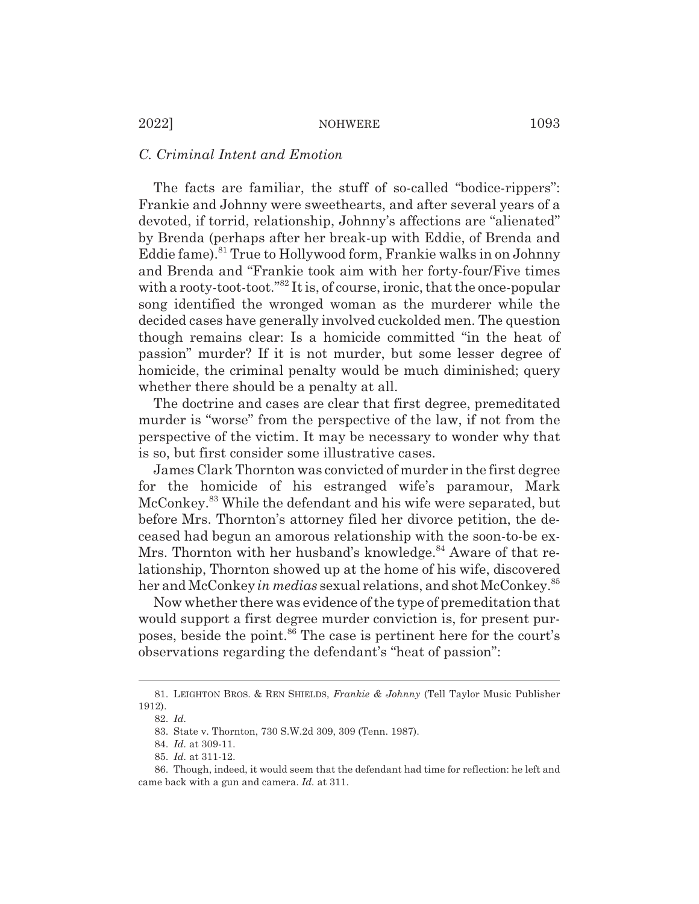### C. Criminal Intent and Emotion

The facts are familiar, the stuff of so-called "bodice-rippers": Frankie and Johnny were sweethearts, and after several years of a devoted, if torrid, relationship, Johnny's affections are "alienated" by Brenda (perhaps after her break-up with Eddie, of Brenda and Eddie fame).[81] True to Hollywood form, Frankie walks in on Johnny and Brenda and "Frankie took aim with her forty-four/Five times with a rooty-toot-toot."[82] It is, of course, ironic, that the once-popular song identified the wronged woman as the murderer while the decided cases have generally involved cuckolded men. The question though remains clear: Is a homicide committed "in the heat of passion" murder? If it is not murder, but some lesser degree of homicide, the criminal penalty would be much diminished; query whether there should be a penalty at all.

The doctrine and cases are clear that first degree, premeditated murder is "worse" from the perspective of the law, if not from the perspective of the victim. It may be necessary to wonder why that is so, but first consider some illustrative cases.

James Clark Thornton was convicted of murder in the first degree for the homicide of his estranged wife's paramour, Mark McConkey.[83] While the defendant and his wife were separated, but before Mrs. Thornton's attorney filed her divorce petition, the deceased had begun an amorous relationship with the soon-to-be ex-Mrs. Thornton with her husband's knowledge.[84] Aware of that relationship, Thornton showed up at the home of his wife, discovered her and McConkey *in medias* sexual relations, and shot McConkey.[85]

Now whether there was evidence of the type of premeditation that would support a first degree murder conviction is, for present purposes, beside the point.[86] The case is pertinent here for the court's observations regarding the defendant's "heat of passion":

---

81. LEIGHTON BROS. & REN SHIELDS, *Frankie & Johnny* (Tell Taylor Music Publisher 1912).

82. *Id.*

83. State v. Thornton, 730 S.W.2d 309, 309 (Tenn. 1987).

84. *Id.* at 309-11.

85. *Id.* at 311-12.

86. Though, indeed, it would seem that the defendant had time for reflection: he left and came back with a gun and camera. *Id.* at 311.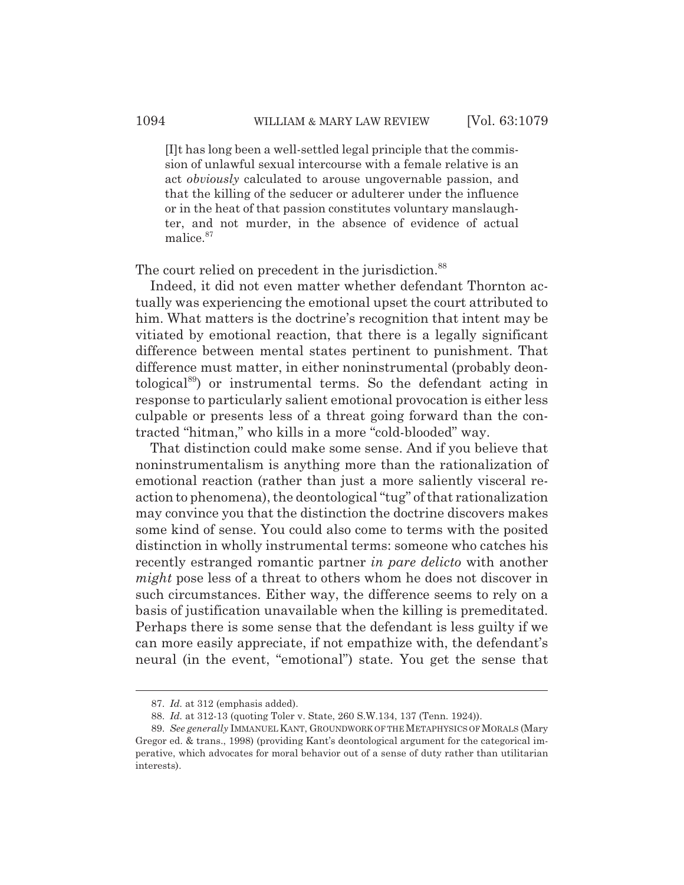> [I]t has long been a well-settled legal principle that the commission of unlawful sexual intercourse with a female relative is an act *obviously* calculated to arouse ungovernable passion, and that the killing of the seducer or adulterer under the influence or in the heat of that passion constitutes voluntary manslaughter, and not murder, in the absence of evidence of actual malice.[87]

The court relied on precedent in the jurisdiction.[88]

Indeed, it did not even matter whether defendant Thornton actually was experiencing the emotional upset the court attributed to him. What matters is the doctrine's recognition that intent may be vitiated by emotional reaction, that there is a legally significant difference between mental states pertinent to punishment. That difference must matter, in either noninstrumental (probably deontological[89]) or instrumental terms. So the defendant acting in response to particularly salient emotional provocation is either less culpable or presents less of a threat going forward than the contracted "hitman," who kills in a more "cold-blooded" way.

That distinction could make some sense. And if you believe that noninstrumentalism is anything more than the rationalization of emotional reaction (rather than just a more saliently visceral reaction to phenomena), the deontological "tug" of that rationalization may convince you that the distinction the doctrine discovers makes some kind of sense. You could also come to terms with the posited distinction in wholly instrumental terms: someone who catches his recently estranged romantic partner *in pare delicto* with another *might* pose less of a threat to others whom he does not discover in such circumstances. Either way, the difference seems to rely on a basis of justification unavailable when the killing is premeditated. Perhaps there is some sense that the defendant is less guilty if we can more easily appreciate, if not empathize with, the defendant's neural (in the event, "emotional") state. You get the sense that

---

87. *Id.* at 312 (emphasis added).

88. *Id.* at 312-13 (quoting Toler v. State, 260 S.W.134, 137 (Tenn. 1924)).

89. *See generally* IMMANUEL KANT, GROUNDWORK OF THE METAPHYSICS OF MORALS (Mary Gregor ed. & trans., 1998) (providing Kant's deontological argument for the categorical imperative, which advocates for moral behavior out of a sense of duty rather than utilitarian interests).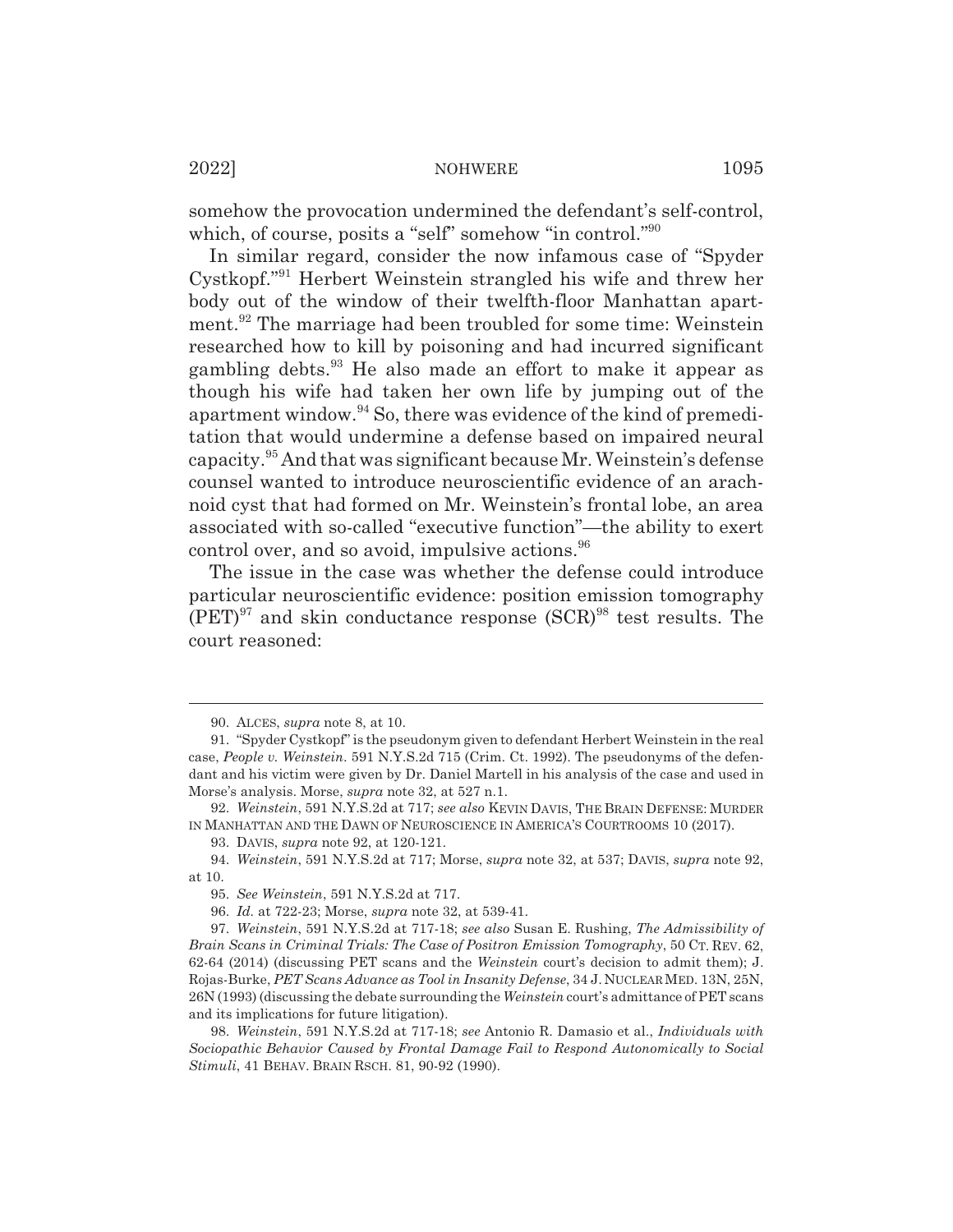somehow the provocation undermined the defendant's self-control, which, of course, posits a "self" somehow "in control."[90]

In similar regard, consider the now infamous case of "Spyder Cystkopf."[91] Herbert Weinstein strangled his wife and threw her body out of the window of their twelfth-floor Manhattan apartment.[92] The marriage had been troubled for some time: Weinstein researched how to kill by poisoning and had incurred significant gambling debts.[93] He also made an effort to make it appear as though his wife had taken her own life by jumping out of the apartment window.[94] So, there was evidence of the kind of premeditation that would undermine a defense based on impaired neural capacity.[95] And that was significant because Mr. Weinstein's defense counsel wanted to introduce neuroscientific evidence of an arachnoid cyst that had formed on Mr. Weinstein's frontal lobe, an area associated with so-called "executive function"—the ability to exert control over, and so avoid, impulsive actions.[96]

The issue in the case was whether the defense could introduce particular neuroscientific evidence: position emission tomography (PET)[97] and skin conductance response (SCR)[98] test results. The court reasoned:

---

90. ALCES, *supra* note 8, at 10.

91. "Spyder Cystkopf" is the pseudonym given to defendant Herbert Weinstein in the real case, *People v. Weinstein*. 591 N.Y.S.2d 715 (Crim. Ct. 1992). The pseudonyms of the defendant and his victim were given by Dr. Daniel Martell in his analysis of the case and used in Morse's analysis. Morse, *supra* note 32, at 527 n.1.

92. *Weinstein*, 591 N.Y.S.2d at 717; *see also* KEVIN DAVIS, THE BRAIN DEFENSE: MURDER IN MANHATTAN AND THE DAWN OF NEUROSCIENCE IN AMERICA'S COURTROOMS 10 (2017).

93. DAVIS, *supra* note 92, at 120-121.

94. *Weinstein*, 591 N.Y.S.2d at 717; Morse, *supra* note 32, at 537; DAVIS, *supra* note 92, at 10.

95. *See Weinstein*, 591 N.Y.S.2d at 717.

96. *Id.* at 722-23; Morse, *supra* note 32, at 539-41.

97. *Weinstein*, 591 N.Y.S.2d at 717-18; *see also* Susan E. Rushing, *The Admissibility of Brain Scans in Criminal Trials: The Case of Positron Emission Tomography*, 50 CT. REV. 62, 62-64 (2014) (discussing PET scans and the *Weinstein* court's decision to admit them); J. Rojas-Burke, *PET Scans Advance as Tool in Insanity Defense*, 34 J. NUCLEAR MED. 13N, 25N, 26N (1993) (discussing the debate surrounding the *Weinstein* court's admittance of PET scans and its implications for future litigation).

98. *Weinstein*, 591 N.Y.S.2d at 717-18; *see* Antonio R. Damasio et al., *Individuals with Sociopathic Behavior Caused by Frontal Damage Fail to Respond Autonomically to Social Stimuli*, 41 BEHAV. BRAIN RSCH. 81, 90-92 (1990).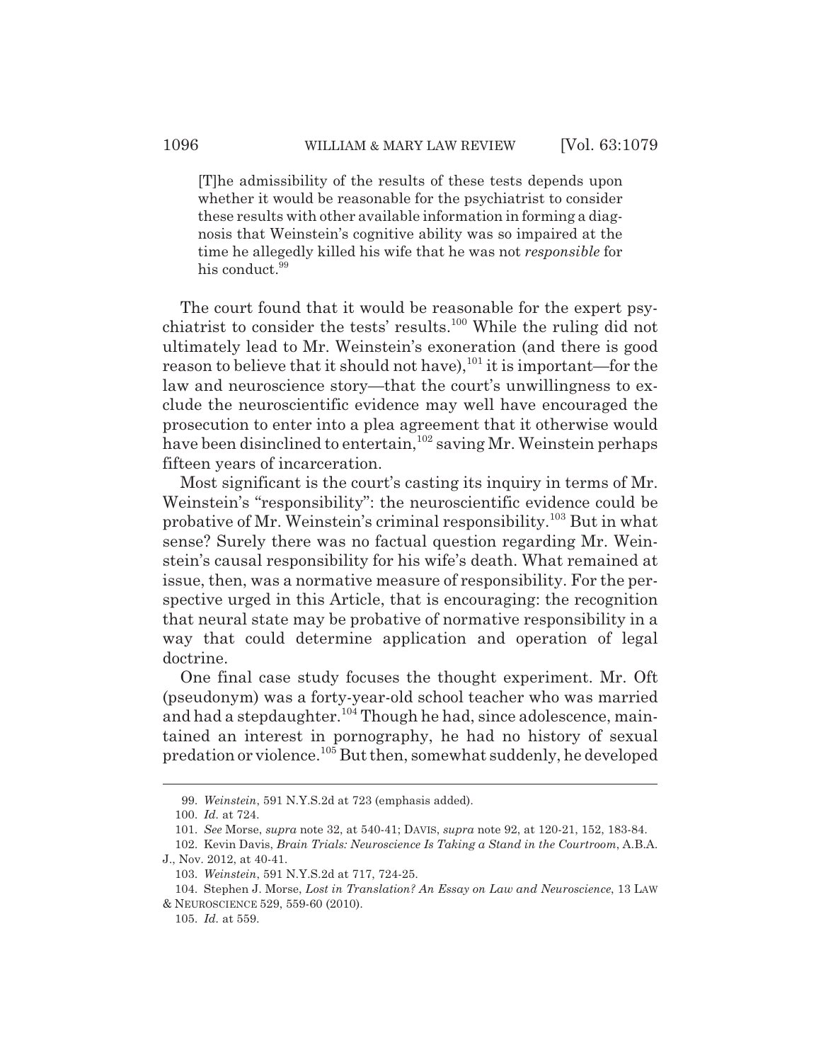> [T]he admissibility of the results of these tests depends upon whether it would be reasonable for the psychiatrist to consider these results with other available information in forming a diagnosis that Weinstein's cognitive ability was so impaired at the time he allegedly killed his wife that he was not *responsible* for his conduct.[99]

The court found that it would be reasonable for the expert psychiatrist to consider the tests' results.[100] While the ruling did not ultimately lead to Mr. Weinstein's exoneration (and there is good reason to believe that it should not have),[101] it is important—for the law and neuroscience story—that the court's unwillingness to exclude the neuroscientific evidence may well have encouraged the prosecution to enter into a plea agreement that it otherwise would have been disinclined to entertain,[102] saving Mr. Weinstein perhaps fifteen years of incarceration.

Most significant is the court's casting its inquiry in terms of Mr. Weinstein's "responsibility": the neuroscientific evidence could be probative of Mr. Weinstein's criminal responsibility.[103] But in what sense? Surely there was no factual question regarding Mr. Weinstein's causal responsibility for his wife's death. What remained at issue, then, was a normative measure of responsibility. For the perspective urged in this Article, that is encouraging: the recognition that neural state may be probative of normative responsibility in a way that could determine application and operation of legal doctrine.

One final case study focuses the thought experiment. Mr. Oft (pseudonym) was a forty-year-old school teacher who was married and had a stepdaughter.[104] Though he had, since adolescence, maintained an interest in pornography, he had no history of sexual predation or violence.[105] But then, somewhat suddenly, he developed

---

99. *Weinstein*, 591 N.Y.S.2d at 723 (emphasis added).

100. *Id.* at 724.

101. *See* Morse, *supra* note 32, at 540-41; DAVIS, *supra* note 92, at 120-21, 152, 183-84.

102. Kevin Davis, *Brain Trials: Neuroscience Is Taking a Stand in the Courtroom*, A.B.A. J., Nov. 2012, at 40-41.

103. *Weinstein*, 591 N.Y.S.2d at 717, 724-25.

104. Stephen J. Morse, *Lost in Translation? An Essay on Law and Neuroscience*, 13 LAW & NEUROSCIENCE 529, 559-60 (2010).

105. *Id.* at 559.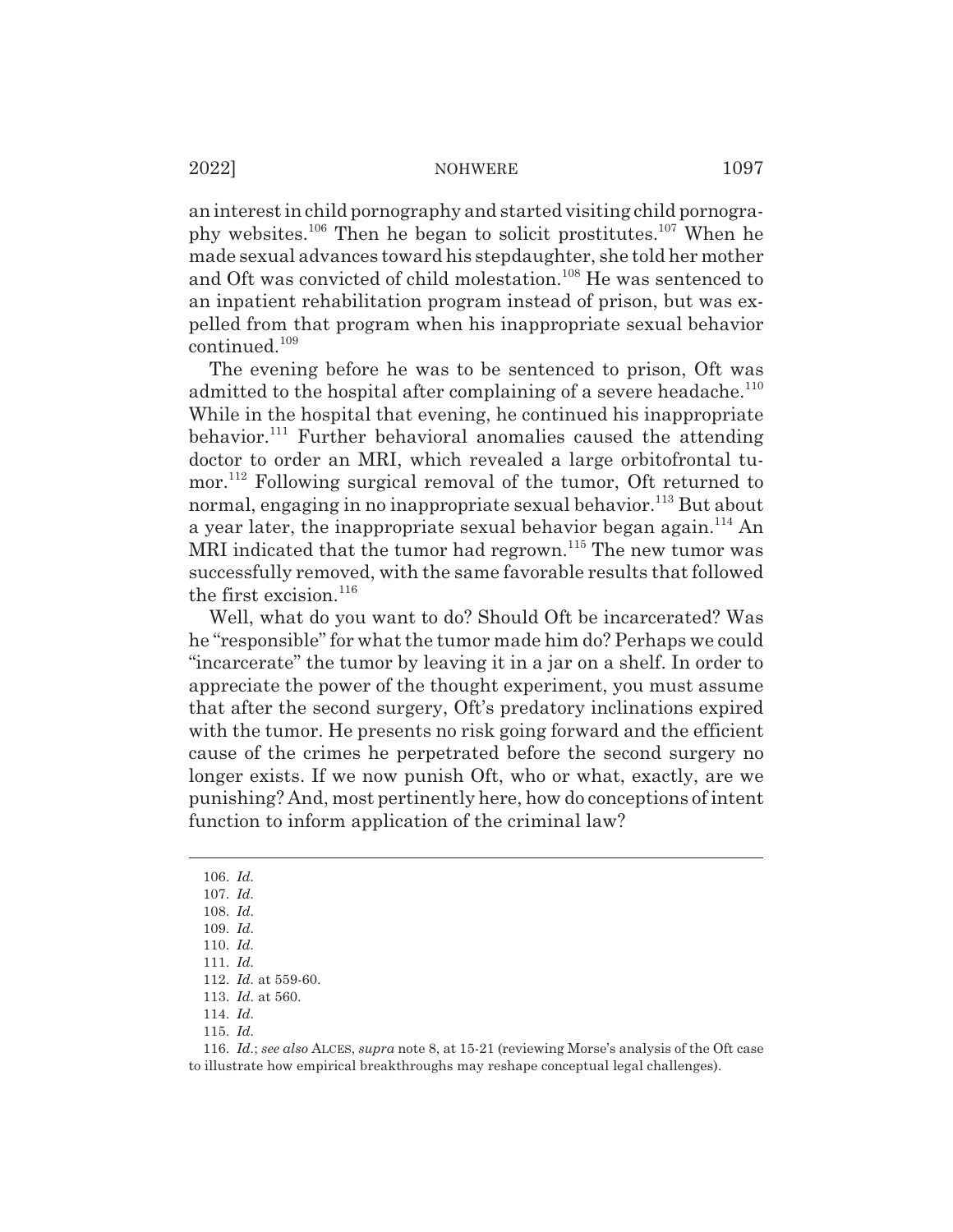an interest in child pornography and started visiting child pornography websites.[106] Then he began to solicit prostitutes.[107] When he made sexual advances toward his stepdaughter, she told her mother and Oft was convicted of child molestation.[108] He was sentenced to an inpatient rehabilitation program instead of prison, but was expelled from that program when his inappropriate sexual behavior continued.[109]

The evening before he was to be sentenced to prison, Oft was admitted to the hospital after complaining of a severe headache.[110] While in the hospital that evening, he continued his inappropriate behavior.[111] Further behavioral anomalies caused the attending doctor to order an MRI, which revealed a large orbitofrontal tumor.[112] Following surgical removal of the tumor, Oft returned to normal, engaging in no inappropriate sexual behavior.[113] But about a year later, the inappropriate sexual behavior began again.[114] An MRI indicated that the tumor had regrown.[115] The new tumor was successfully removed, with the same favorable results that followed the first excision.[116]

Well, what do you want to do? Should Oft be incarcerated? Was he "responsible" for what the tumor made him do? Perhaps we could "incarcerate" the tumor by leaving it in a jar on a shelf. In order to appreciate the power of the thought experiment, you must assume that after the second surgery, Oft's predatory inclinations expired with the tumor. He presents no risk going forward and the efficient cause of the crimes he perpetrated before the second surgery no longer exists. If we now punish Oft, who or what, exactly, are we punishing? And, most pertinently here, how do conceptions of intent function to inform application of the criminal law?

---

106. *Id.*
107. *Id.*
108. *Id.*
109. *Id.*
110. *Id.*
111. *Id.*
112. *Id.* at 559-60.
113. *Id.* at 560.
114. *Id.*
115. *Id.*
116. *Id.*; *see also* ALCES, *supra* note 8, at 15-21 (reviewing Morse's analysis of the Oft case to illustrate how empirical breakthroughs may reshape conceptual legal challenges).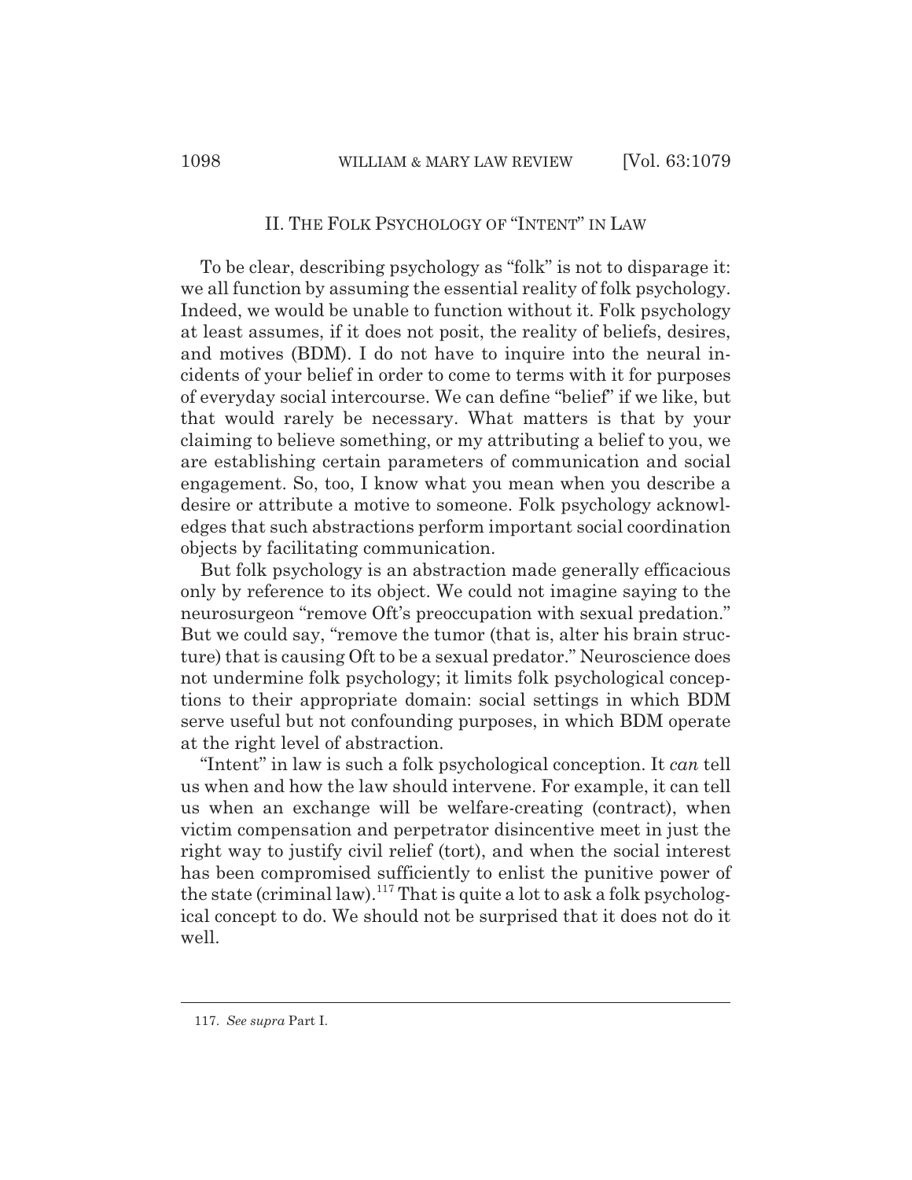## II. THE FOLK PSYCHOLOGY OF "INTENT" IN LAW

To be clear, describing psychology as "folk" is not to disparage it: we all function by assuming the essential reality of folk psychology. Indeed, we would be unable to function without it. Folk psychology at least assumes, if it does not posit, the reality of beliefs, desires, and motives (BDM). I do not have to inquire into the neural incidents of your belief in order to come to terms with it for purposes of everyday social intercourse. We can define "belief" if we like, but that would rarely be necessary. What matters is that by your claiming to believe something, or my attributing a belief to you, we are establishing certain parameters of communication and social engagement. So, too, I know what you mean when you describe a desire or attribute a motive to someone. Folk psychology acknowledges that such abstractions perform important social coordination objects by facilitating communication.

But folk psychology is an abstraction made generally efficacious only by reference to its object. We could not imagine saying to the neurosurgeon "remove Oft's preoccupation with sexual predation." But we could say, "remove the tumor (that is, alter his brain structure) that is causing Oft to be a sexual predator." Neuroscience does not undermine folk psychology; it limits folk psychological conceptions to their appropriate domain: social settings in which BDM serve useful but not confounding purposes, in which BDM operate at the right level of abstraction.

"Intent" in law is such a folk psychological conception. It *can* tell us when and how the law should intervene. For example, it can tell us when an exchange will be welfare-creating (contract), when victim compensation and perpetrator disincentive meet in just the right way to justify civil relief (tort), and when the social interest has been compromised sufficiently to enlist the punitive power of the state (criminal law).[117] That is quite a lot to ask a folk psychological concept to do. We should not be surprised that it does not do it well.

---

117. *See supra* Part I.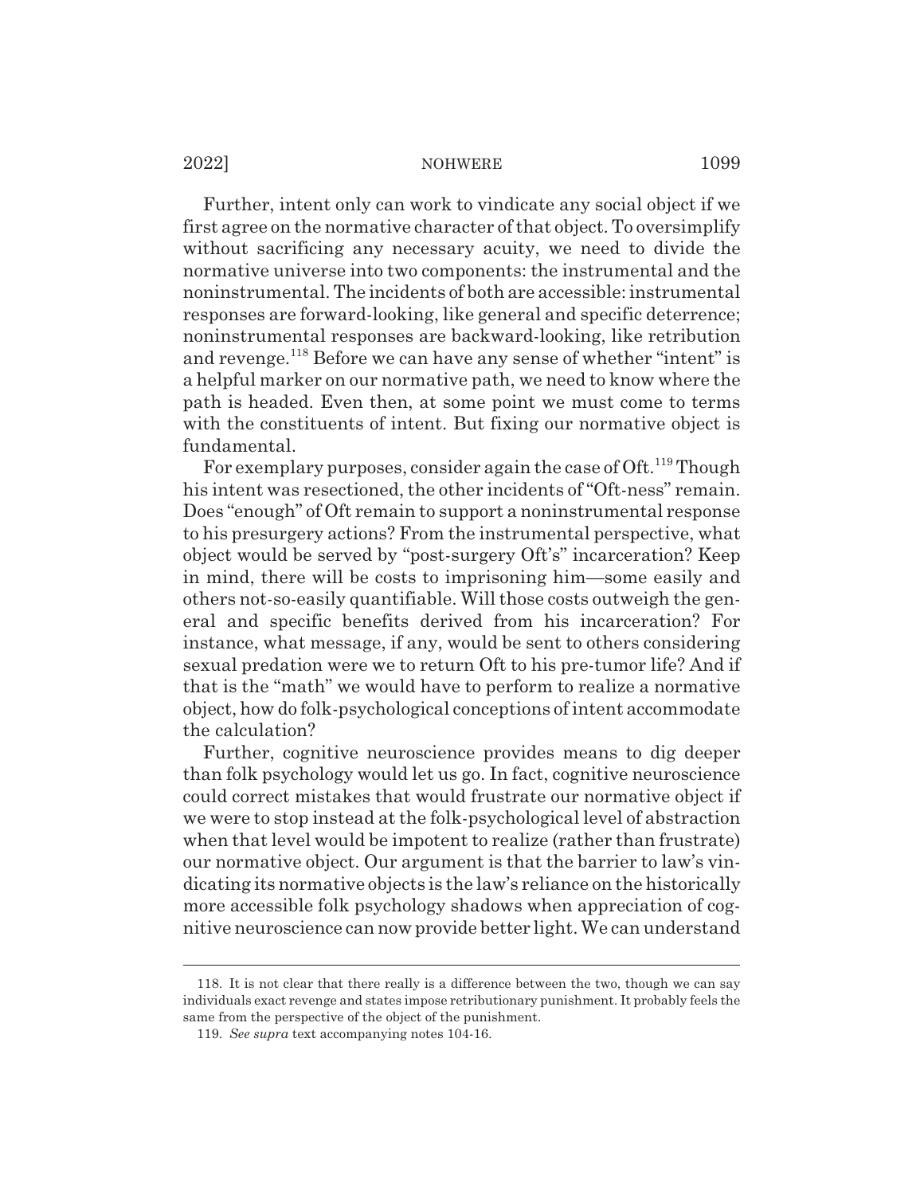Further, intent only can work to vindicate any social object if we first agree on the normative character of that object. To oversimplify without sacrificing any necessary acuity, we need to divide the normative universe into two components: the instrumental and the noninstrumental. The incidents of both are accessible: instrumental responses are forward-looking, like general and specific deterrence; noninstrumental responses are backward-looking, like retribution and revenge.[118] Before we can have any sense of whether "intent" is a helpful marker on our normative path, we need to know where the path is headed. Even then, at some point we must come to terms with the constituents of intent. But fixing our normative object is fundamental.

For exemplary purposes, consider again the case of Oft.[119] Though his intent was resectioned, the other incidents of "Oft-ness" remain. Does "enough" of Oft remain to support a noninstrumental response to his presurgery actions? From the instrumental perspective, what object would be served by "post-surgery Oft's" incarceration? Keep in mind, there will be costs to imprisoning him—some easily and others not-so-easily quantifiable. Will those costs outweigh the general and specific benefits derived from his incarceration? For instance, what message, if any, would be sent to others considering sexual predation were we to return Oft to his pre-tumor life? And if that is the "math" we would have to perform to realize a normative object, how do folk-psychological conceptions of intent accommodate the calculation?

Further, cognitive neuroscience provides means to dig deeper than folk psychology would let us go. In fact, cognitive neuroscience could correct mistakes that would frustrate our normative object if we were to stop instead at the folk-psychological level of abstraction when that level would be impotent to realize (rather than frustrate) our normative object. Our argument is that the barrier to law's vindicating its normative objects is the law's reliance on the historically more accessible folk psychology shadows when appreciation of cognitive neuroscience can now provide better light. We can understand

---

118. It is not clear that there really is a difference between the two, though we can say individuals exact revenge and states impose retributionary punishment. It probably feels the same from the perspective of the object of the punishment.

119. *See supra* text accompanying notes 104-16.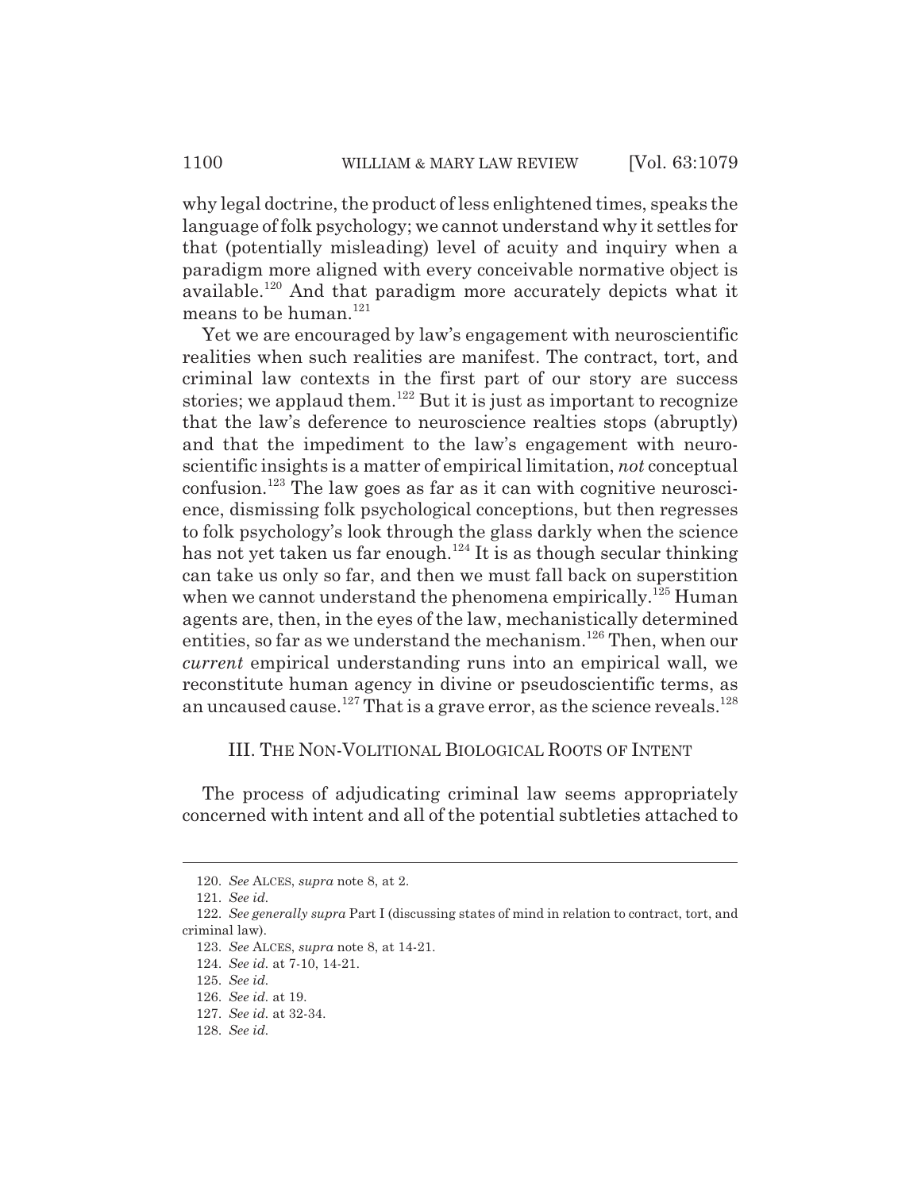why legal doctrine, the product of less enlightened times, speaks the language of folk psychology; we cannot understand why it settles for that (potentially misleading) level of acuity and inquiry when a paradigm more aligned with every conceivable normative object is available.[120] And that paradigm more accurately depicts what it means to be human.[121]

Yet we are encouraged by law's engagement with neuroscientific realities when such realities are manifest. The contract, tort, and criminal law contexts in the first part of our story are success stories; we applaud them.[122] But it is just as important to recognize that the law's deference to neuroscience realties stops (abruptly) and that the impediment to the law's engagement with neuroscientific insights is a matter of empirical limitation, *not* conceptual confusion.[123] The law goes as far as it can with cognitive neuroscience, dismissing folk psychological conceptions, but then regresses to folk psychology's look through the glass darkly when the science has not yet taken us far enough.[124] It is as though secular thinking can take us only so far, and then we must fall back on superstition when we cannot understand the phenomena empirically.[125] Human agents are, then, in the eyes of the law, mechanistically determined entities, so far as we understand the mechanism.[126] Then, when our *current* empirical understanding runs into an empirical wall, we reconstitute human agency in divine or pseudoscientific terms, as an uncaused cause.[127] That is a grave error, as the science reveals.[128]

## III. The Non-Volitional Biological Roots of Intent

The process of adjudicating criminal law seems appropriately concerned with intent and all of the potential subtleties attached to

---

120. *See* Alces, *supra* note 8, at 2.

121. *See id.*

122. *See generally supra* Part I (discussing states of mind in relation to contract, tort, and criminal law).

123. *See* Alces, *supra* note 8, at 14-21.

124. *See id.* at 7-10, 14-21.

125. *See id.*

126. *See id.* at 19.

127. *See id.* at 32-34.

128. *See id.*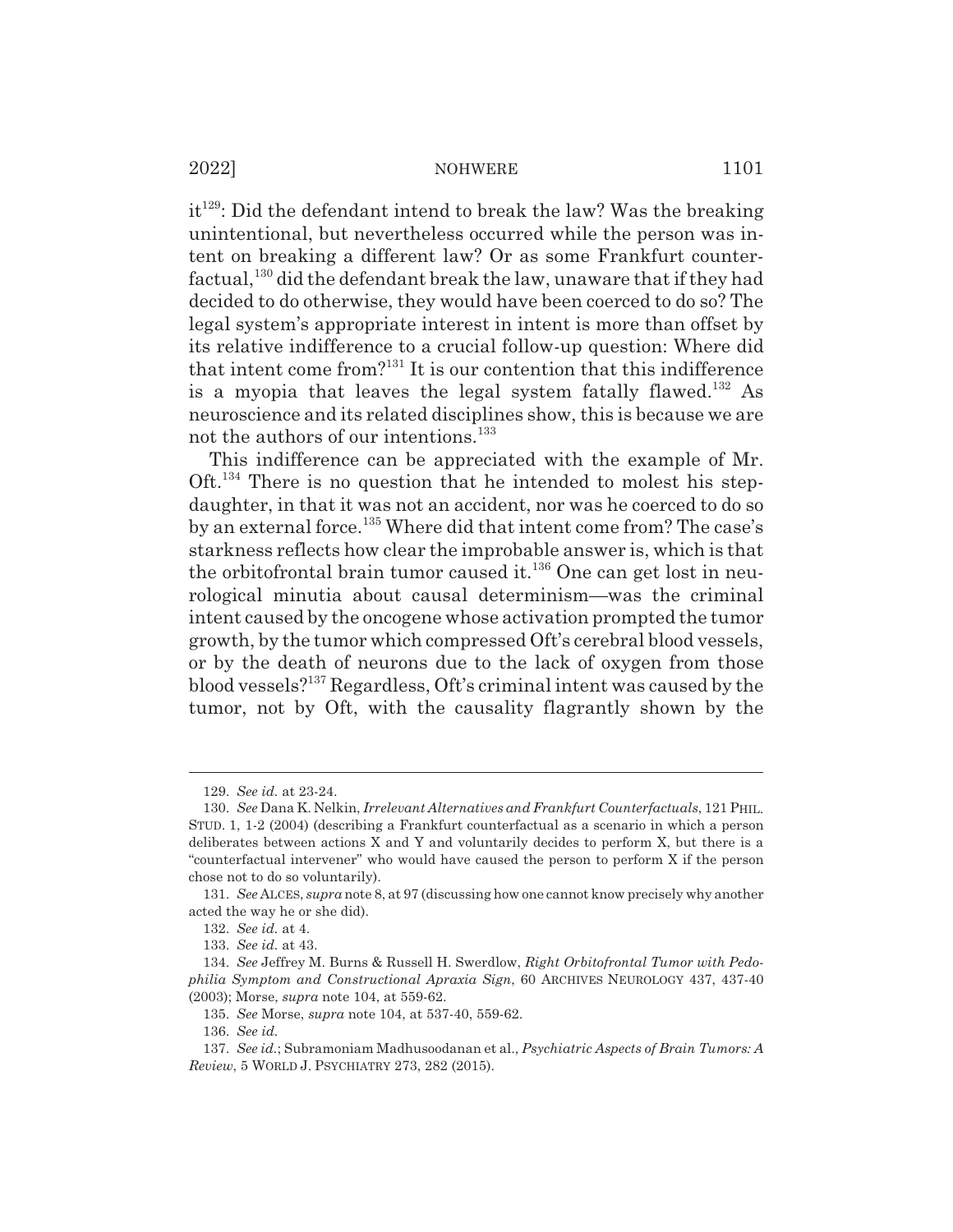it[129]: Did the defendant intend to break the law? Was the breaking unintentional, but nevertheless occurred while the person was intent on breaking a different law? Or as some Frankfurt counterfactual,[130] did the defendant break the law, unaware that if they had decided to do otherwise, they would have been coerced to do so? The legal system's appropriate interest in intent is more than offset by its relative indifference to a crucial follow-up question: Where did that intent come from?[131] It is our contention that this indifference is a myopia that leaves the legal system fatally flawed.[132] As neuroscience and its related disciplines show, this is because we are not the authors of our intentions.[133]

This indifference can be appreciated with the example of Mr. Oft.[134] There is no question that he intended to molest his stepdaughter, in that it was not an accident, nor was he coerced to do so by an external force.[135] Where did that intent come from? The case's starkness reflects how clear the improbable answer is, which is that the orbitofrontal brain tumor caused it.[136] One can get lost in neurological minutia about causal determinism—was the criminal intent caused by the oncogene whose activation prompted the tumor growth, by the tumor which compressed Oft's cerebral blood vessels, or by the death of neurons due to the lack of oxygen from those blood vessels?[137] Regardless, Oft's criminal intent was caused by the tumor, not by Oft, with the causality flagrantly shown by the

---

129. *See id.* at 23-24.

130. *See* Dana K. Nelkin, *Irrelevant Alternatives and Frankfurt Counterfactuals*, 121 PHIL. STUD. 1, 1-2 (2004) (describing a Frankfurt counterfactual as a scenario in which a person deliberates between actions X and Y and voluntarily decides to perform X, but there is a "counterfactual intervener" who would have caused the person to perform X if the person chose not to do so voluntarily).

131. *See* ALCES, *supra* note 8, at 97 (discussing how one cannot know precisely why another acted the way he or she did).

132. *See id.* at 4.

133. *See id.* at 43.

134. *See* Jeffrey M. Burns & Russell H. Swerdlow, *Right Orbitofrontal Tumor with Pedophilia Symptom and Constructional Apraxia Sign*, 60 ARCHIVES NEUROLOGY 437, 437-40 (2003); Morse, *supra* note 104, at 559-62.

135. *See* Morse, *supra* note 104, at 537-40, 559-62.

136. *See id.*

137. *See id.*; Subramoniam Madhusoodanan et al., *Psychiatric Aspects of Brain Tumors: A Review*, 5 WORLD J. PSYCHIATRY 273, 282 (2015).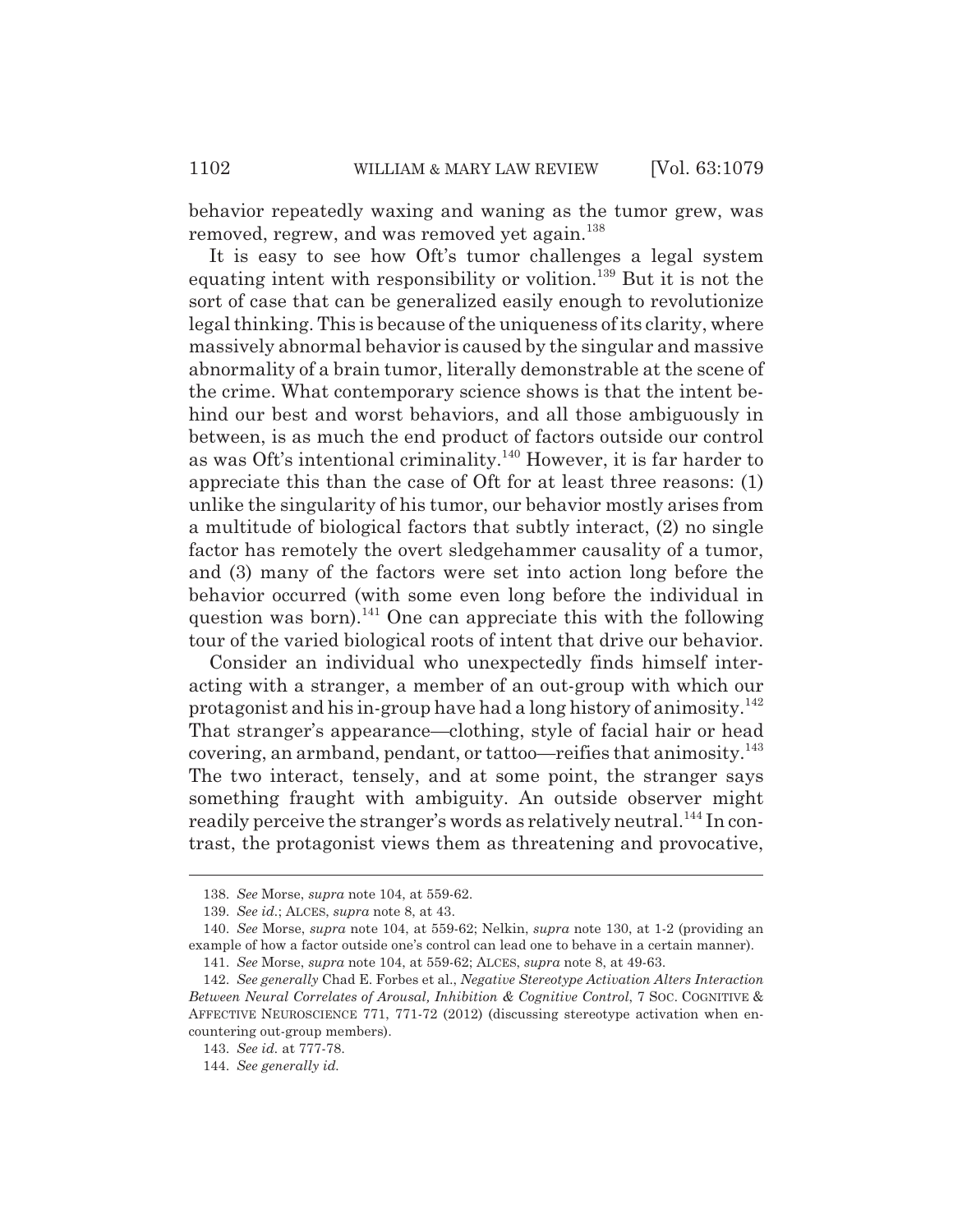behavior repeatedly waxing and waning as the tumor grew, was removed, regrew, and was removed yet again.[138]

It is easy to see how Oft's tumor challenges a legal system equating intent with responsibility or volition.[139] But it is not the sort of case that can be generalized easily enough to revolutionize legal thinking. This is because of the uniqueness of its clarity, where massively abnormal behavior is caused by the singular and massive abnormality of a brain tumor, literally demonstrable at the scene of the crime. What contemporary science shows is that the intent behind our best and worst behaviors, and all those ambiguously in between, is as much the end product of factors outside our control as was Oft's intentional criminality.[140] However, it is far harder to appreciate this than the case of Oft for at least three reasons: (1) unlike the singularity of his tumor, our behavior mostly arises from a multitude of biological factors that subtly interact, (2) no single factor has remotely the overt sledgehammer causality of a tumor, and (3) many of the factors were set into action long before the behavior occurred (with some even long before the individual in question was born).[141] One can appreciate this with the following tour of the varied biological roots of intent that drive our behavior.

Consider an individual who unexpectedly finds himself interacting with a stranger, a member of an out-group with which our protagonist and his in-group have had a long history of animosity.[142] That stranger's appearance—clothing, style of facial hair or head covering, an armband, pendant, or tattoo—reifies that animosity.[143] The two interact, tensely, and at some point, the stranger says something fraught with ambiguity. An outside observer might readily perceive the stranger's words as relatively neutral.[144] In contrast, the protagonist views them as threatening and provocative,

---

138. *See* Morse, *supra* note 104, at 559-62.

139. *See id.*; ALCES, *supra* note 8, at 43.

140. *See* Morse, *supra* note 104, at 559-62; Nelkin, *supra* note 130, at 1-2 (providing an example of how a factor outside one's control can lead one to behave in a certain manner).

141. *See* Morse, *supra* note 104, at 559-62; ALCES, *supra* note 8, at 49-63.

142. *See generally* Chad E. Forbes et al., *Negative Stereotype Activation Alters Interaction Between Neural Correlates of Arousal, Inhibition & Cognitive Control*, 7 SOC. COGNITIVE & AFFECTIVE NEUROSCIENCE 771, 771-72 (2012) (discussing stereotype activation when encountering out-group members).

143. *See id.* at 777-78.

144. *See generally id.*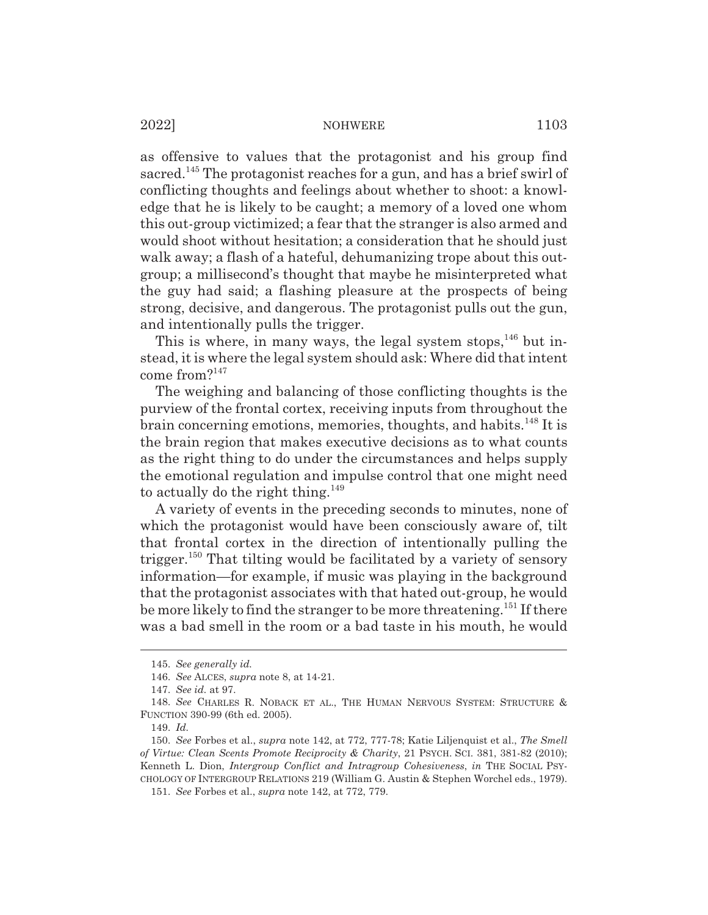as offensive to values that the protagonist and his group find sacred.[145] The protagonist reaches for a gun, and has a brief swirl of conflicting thoughts and feelings about whether to shoot: a knowledge that he is likely to be caught; a memory of a loved one whom this out-group victimized; a fear that the stranger is also armed and would shoot without hesitation; a consideration that he should just walk away; a flash of a hateful, dehumanizing trope about this out-group; a millisecond's thought that maybe he misinterpreted what the guy had said; a flashing pleasure at the prospects of being strong, decisive, and dangerous. The protagonist pulls out the gun, and intentionally pulls the trigger.

This is where, in many ways, the legal system stops,[146] but instead, it is where the legal system should ask: Where did that intent come from?[147]

The weighing and balancing of those conflicting thoughts is the purview of the frontal cortex, receiving inputs from throughout the brain concerning emotions, memories, thoughts, and habits.[148] It is the brain region that makes executive decisions as to what counts as the right thing to do under the circumstances and helps supply the emotional regulation and impulse control that one might need to actually do the right thing.[149]

A variety of events in the preceding seconds to minutes, none of which the protagonist would have been consciously aware of, tilt that frontal cortex in the direction of intentionally pulling the trigger.[150] That tilting would be facilitated by a variety of sensory information—for example, if music was playing in the background that the protagonist associates with that hated out-group, he would be more likely to find the stranger to be more threatening.[151] If there was a bad smell in the room or a bad taste in his mouth, he would

---

145. *See generally id.*

146. *See* ALCES, *supra* note 8, at 14-21.

147. *See id.* at 97.

148. *See* CHARLES R. NOBACK ET AL., THE HUMAN NERVOUS SYSTEM: STRUCTURE & FUNCTION 390-99 (6th ed. 2005).

149. *Id.*

150. *See* Forbes et al., *supra* note 142, at 772, 777-78; Katie Liljenquist et al., *The Smell of Virtue: Clean Scents Promote Reciprocity & Charity*, 21 PSYCH. SCI. 381, 381-82 (2010); Kenneth L. Dion, *Intergroup Conflict and Intragroup Cohesiveness*, *in* THE SOCIAL PSYCHOLOGY OF INTERGROUP RELATIONS 219 (William G. Austin & Stephen Worchel eds., 1979).

151. *See* Forbes et al., *supra* note 142, at 772, 779.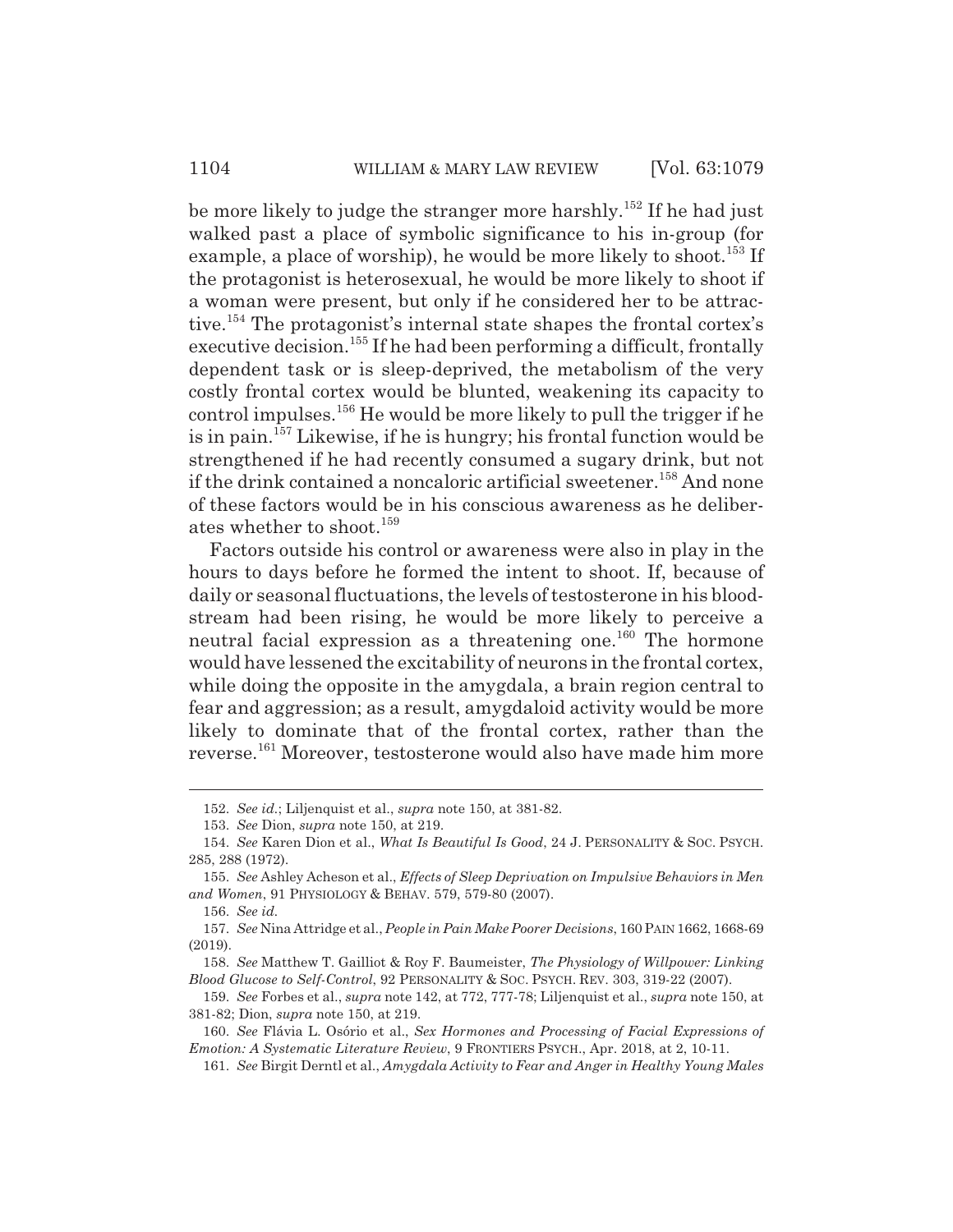be more likely to judge the stranger more harshly.[152] If he had just walked past a place of symbolic significance to his in-group (for example, a place of worship), he would be more likely to shoot.[153] If the protagonist is heterosexual, he would be more likely to shoot if a woman were present, but only if he considered her to be attractive.[154] The protagonist's internal state shapes the frontal cortex's executive decision.[155] If he had been performing a difficult, frontally dependent task or is sleep-deprived, the metabolism of the very costly frontal cortex would be blunted, weakening its capacity to control impulses.[156] He would be more likely to pull the trigger if he is in pain.[157] Likewise, if he is hungry; his frontal function would be strengthened if he had recently consumed a sugary drink, but not if the drink contained a noncaloric artificial sweetener.[158] And none of these factors would be in his conscious awareness as he deliberates whether to shoot.[159]

Factors outside his control or awareness were also in play in the hours to days before he formed the intent to shoot. If, because of daily or seasonal fluctuations, the levels of testosterone in his bloodstream had been rising, he would be more likely to perceive a neutral facial expression as a threatening one.[160] The hormone would have lessened the excitability of neurons in the frontal cortex, while doing the opposite in the amygdala, a brain region central to fear and aggression; as a result, amygdaloid activity would be more likely to dominate that of the frontal cortex, rather than the reverse.[161] Moreover, testosterone would also have made him more

---

152. *See id.*; Liljenquist et al., *supra* note 150, at 381-82.

153. *See* Dion, *supra* note 150, at 219.

154. *See* Karen Dion et al., *What Is Beautiful Is Good*, 24 J. PERSONALITY & SOC. PSYCH. 285, 288 (1972).

155. *See* Ashley Acheson et al., *Effects of Sleep Deprivation on Impulsive Behaviors in Men and Women*, 91 PHYSIOLOGY & BEHAV. 579, 579-80 (2007).

156. *See id.*

157. *See* Nina Attridge et al., *People in Pain Make Poorer Decisions*, 160 PAIN 1662, 1668-69 (2019).

158. *See* Matthew T. Gailliot & Roy F. Baumeister, *The Physiology of Willpower: Linking Blood Glucose to Self-Control*, 92 PERSONALITY & SOC. PSYCH. REV. 303, 319-22 (2007).

159. *See* Forbes et al., *supra* note 142, at 772, 777-78; Liljenquist et al., *supra* note 150, at 381-82; Dion, *supra* note 150, at 219.

160. *See* Flávia L. Osório et al., *Sex Hormones and Processing of Facial Expressions of Emotion: A Systematic Literature Review*, 9 FRONTIERS PSYCH., Apr. 2018, at 2, 10-11.

161. *See* Birgit Derntl et al., *Amygdala Activity to Fear and Anger in Healthy Young Males*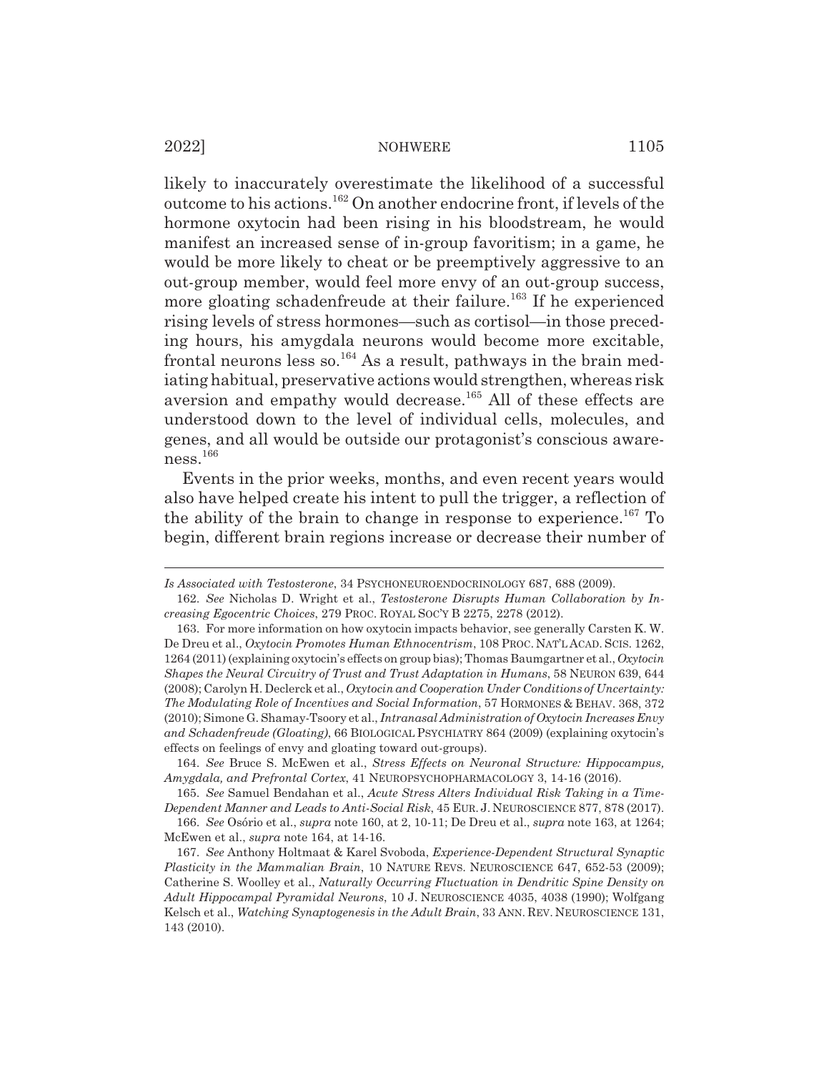likely to inaccurately overestimate the likelihood of a successful outcome to his actions.[162] On another endocrine front, if levels of the hormone oxytocin had been rising in his bloodstream, he would manifest an increased sense of in-group favoritism; in a game, he would be more likely to cheat or be preemptively aggressive to an out-group member, would feel more envy of an out-group success, more gloating schadenfreude at their failure.[163] If he experienced rising levels of stress hormones—such as cortisol—in those preceding hours, his amygdala neurons would become more excitable, frontal neurons less so.[164] As a result, pathways in the brain mediating habitual, preservative actions would strengthen, whereas risk aversion and empathy would decrease.[165] All of these effects are understood down to the level of individual cells, molecules, and genes, and all would be outside our protagonist's conscious awareness.[166]

Events in the prior weeks, months, and even recent years would also have helped create his intent to pull the trigger, a reflection of the ability of the brain to change in response to experience.[167] To begin, different brain regions increase or decrease their number of

---

*Is Associated with Testosterone*, 34 PSYCHONEUROENDOCRINOLOGY 687, 688 (2009).

162. *See* Nicholas D. Wright et al., *Testosterone Disrupts Human Collaboration by Increasing Egocentric Choices*, 279 PROC. ROYAL SOC'Y B 2275, 2278 (2012).

163. For more information on how oxytocin impacts behavior, see generally Carsten K. W. De Dreu et al., *Oxytocin Promotes Human Ethnocentrism*, 108 PROC. NAT'L ACAD. SCIS. 1262, 1264 (2011) (explaining oxytocin's effects on group bias); Thomas Baumgartner et al., *Oxytocin Shapes the Neural Circuitry of Trust and Trust Adaptation in Humans*, 58 NEURON 639, 644 (2008); Carolyn H. Declerck et al., *Oxytocin and Cooperation Under Conditions of Uncertainty: The Modulating Role of Incentives and Social Information*, 57 HORMONES & BEHAV. 368, 372 (2010); Simone G. Shamay-Tsoory et al., *Intranasal Administration of Oxytocin Increases Envy and Schadenfreude (Gloating)*, 66 BIOLOGICAL PSYCHIATRY 864 (2009) (explaining oxytocin's effects on feelings of envy and gloating toward out-groups).

164. *See* Bruce S. McEwen et al., *Stress Effects on Neuronal Structure: Hippocampus, Amygdala, and Prefrontal Cortex*, 41 NEUROPSYCHOPHARMACOLOGY 3, 14-16 (2016).

165. *See* Samuel Bendahan et al., *Acute Stress Alters Individual Risk Taking in a Time-Dependent Manner and Leads to Anti-Social Risk*, 45 EUR. J. NEUROSCIENCE 877, 878 (2017).

166. *See* Osório et al., *supra* note 160, at 2, 10-11; De Dreu et al., *supra* note 163, at 1264; McEwen et al., *supra* note 164, at 14-16.

167. *See* Anthony Holtmaat & Karel Svoboda, *Experience-Dependent Structural Synaptic Plasticity in the Mammalian Brain*, 10 NATURE REVS. NEUROSCIENCE 647, 652-53 (2009); Catherine S. Woolley et al., *Naturally Occurring Fluctuation in Dendritic Spine Density on Adult Hippocampal Pyramidal Neurons*, 10 J. NEUROSCIENCE 4035, 4038 (1990); Wolfgang Kelsch et al., *Watching Synaptogenesis in the Adult Brain*, 33 ANN. REV. NEUROSCIENCE 131, 143 (2010).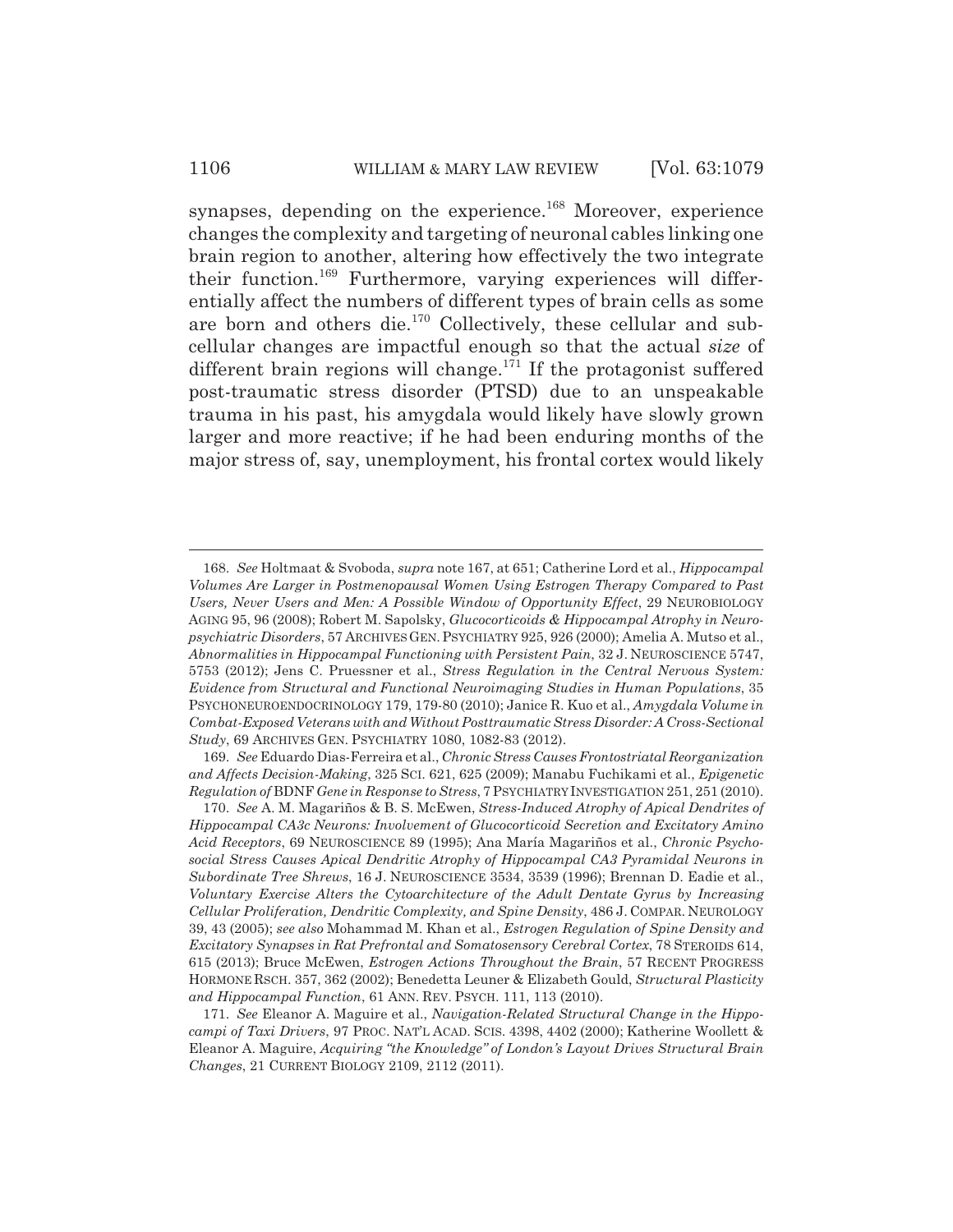synapses, depending on the experience.[168] Moreover, experience changes the complexity and targeting of neuronal cables linking one brain region to another, altering how effectively the two integrate their function.[169] Furthermore, varying experiences will differentially affect the numbers of different types of brain cells as some are born and others die.[170] Collectively, these cellular and subcellular changes are impactful enough so that the actual *size* of different brain regions will change.[171] If the protagonist suffered post-traumatic stress disorder (PTSD) due to an unspeakable trauma in his past, his amygdala would likely have slowly grown larger and more reactive; if he had been enduring months of the major stress of, say, unemployment, his frontal cortex would likely

---

168. *See* Holtmaat & Svoboda, *supra* note 167, at 651; Catherine Lord et al., *Hippocampal Volumes Are Larger in Postmenopausal Women Using Estrogen Therapy Compared to Past Users, Never Users and Men: A Possible Window of Opportunity Effect*, 29 NEUROBIOLOGY AGING 95, 96 (2008); Robert M. Sapolsky, *Glucocorticoids & Hippocampal Atrophy in Neuropsychiatric Disorders*, 57 ARCHIVES GEN. PSYCHIATRY 925, 926 (2000); Amelia A. Mutso et al., *Abnormalities in Hippocampal Functioning with Persistent Pain*, 32 J. NEUROSCIENCE 5747, 5753 (2012); Jens C. Pruessner et al., *Stress Regulation in the Central Nervous System: Evidence from Structural and Functional Neuroimaging Studies in Human Populations*, 35 PSYCHONEUROENDOCRINOLOGY 179, 179-80 (2010); Janice R. Kuo et al., *Amygdala Volume in Combat-Exposed Veterans with and Without Posttraumatic Stress Disorder: A Cross-Sectional Study*, 69 ARCHIVES GEN. PSYCHIATRY 1080, 1082-83 (2012).

169. *See* Eduardo Dias-Ferreira et al., *Chronic Stress Causes Frontostriatal Reorganization and Affects Decision-Making*, 325 SCI. 621, 625 (2009); Manabu Fuchikami et al., *Epigenetic Regulation of* BDNF *Gene in Response to Stress*, 7 PSYCHIATRY INVESTIGATION 251, 251 (2010).

170. *See* A. M. Magariños & B. S. McEwen, *Stress-Induced Atrophy of Apical Dendrites of Hippocampal CA3c Neurons: Involvement of Glucocorticoid Secretion and Excitatory Amino Acid Receptors*, 69 NEUROSCIENCE 89 (1995); Ana María Magariños et al., *Chronic Psychosocial Stress Causes Apical Dendritic Atrophy of Hippocampal CA3 Pyramidal Neurons in Subordinate Tree Shrews*, 16 J. NEUROSCIENCE 3534, 3539 (1996); Brennan D. Eadie et al., *Voluntary Exercise Alters the Cytoarchitecture of the Adult Dentate Gyrus by Increasing Cellular Proliferation, Dendritic Complexity, and Spine Density*, 486 J. COMPAR. NEUROLOGY 39, 43 (2005); *see also* Mohammad M. Khan et al., *Estrogen Regulation of Spine Density and Excitatory Synapses in Rat Prefrontal and Somatosensory Cerebral Cortex*, 78 STEROIDS 614, 615 (2013); Bruce McEwen, *Estrogen Actions Throughout the Brain*, 57 RECENT PROGRESS HORMONE RSCH. 357, 362 (2002); Benedetta Leuner & Elizabeth Gould, *Structural Plasticity and Hippocampal Function*, 61 ANN. REV. PSYCH. 111, 113 (2010).

171. *See* Eleanor A. Maguire et al., *Navigation-Related Structural Change in the Hippocampi of Taxi Drivers*, 97 PROC. NAT'L ACAD. SCIS. 4398, 4402 (2000); Katherine Woollett & Eleanor A. Maguire, *Acquiring "the Knowledge" of London's Layout Drives Structural Brain Changes*, 21 CURRENT BIOLOGY 2109, 2112 (2011).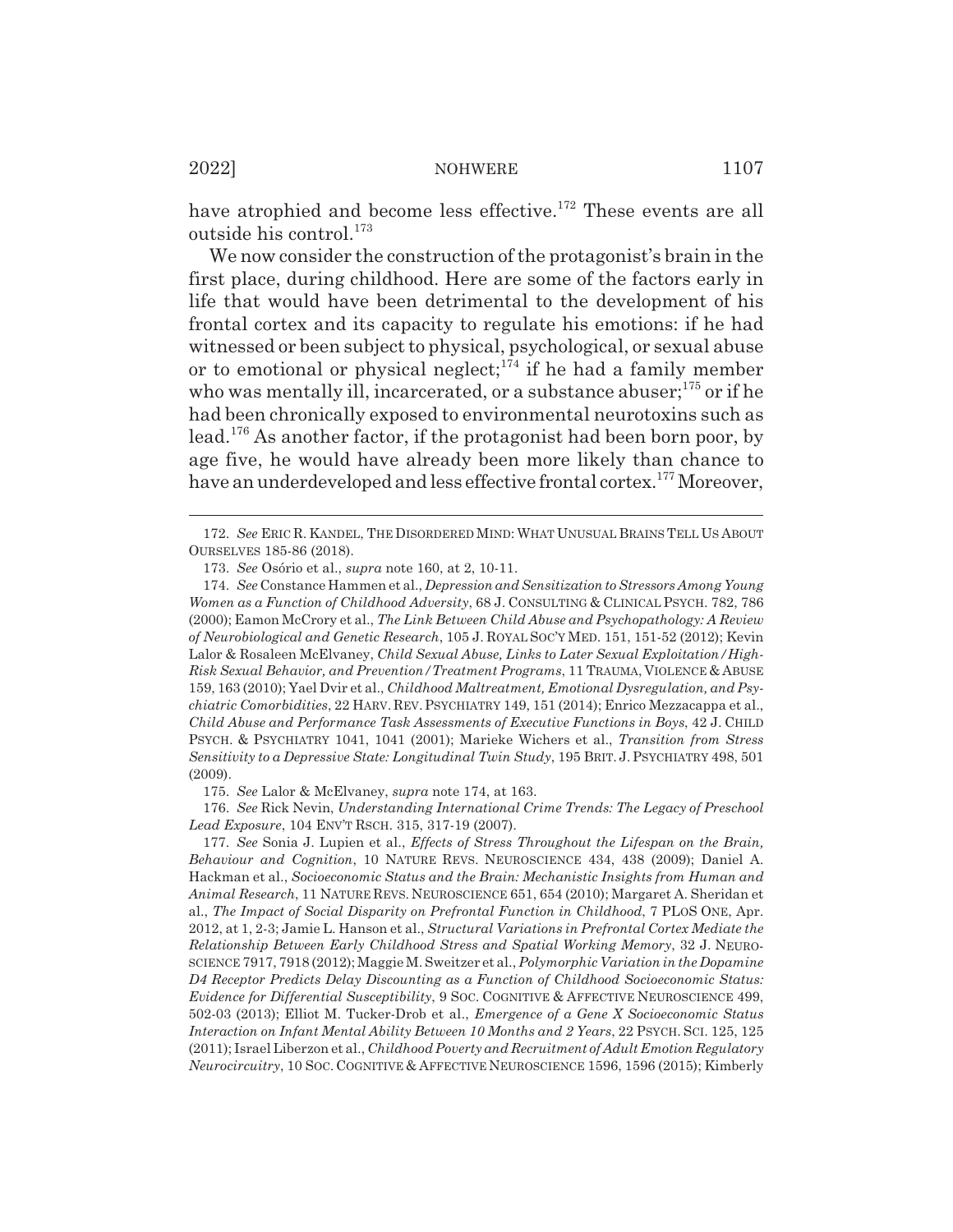have atrophied and become less effective.[172] These events are all outside his control.[173]

We now consider the construction of the protagonist's brain in the first place, during childhood. Here are some of the factors early in life that would have been detrimental to the development of his frontal cortex and its capacity to regulate his emotions: if he had witnessed or been subject to physical, psychological, or sexual abuse or to emotional or physical neglect;[174] if he had a family member who was mentally ill, incarcerated, or a substance abuser;[175] or if he had been chronically exposed to environmental neurotoxins such as lead.[176] As another factor, if the protagonist had been born poor, by age five, he would have already been more likely than chance to have an underdeveloped and less effective frontal cortex.[177] Moreover,

---

172. *See* ERIC R. KANDEL, THE DISORDERED MIND: WHAT UNUSUAL BRAINS TELL US ABOUT OURSELVES 185-86 (2018).

173. *See* Osório et al., *supra* note 160, at 2, 10-11.

174. *See* Constance Hammen et al., *Depression and Sensitization to Stressors Among Young Women as a Function of Childhood Adversity*, 68 J. CONSULTING & CLINICAL PSYCH. 782, 786 (2000); Eamon McCrory et al., *The Link Between Child Abuse and Psychopathology: A Review of Neurobiological and Genetic Research*, 105 J. ROYAL SOC'Y MED. 151, 151-52 (2012); Kevin Lalor & Rosaleen McElvaney, *Child Sexual Abuse, Links to Later Sexual Exploitation/High-Risk Sexual Behavior, and Prevention/Treatment Programs*, 11 TRAUMA, VIOLENCE & ABUSE 159, 163 (2010); Yael Dvir et al., *Childhood Maltreatment, Emotional Dysregulation, and Psychiatric Comorbidities*, 22 HARV. REV. PSYCHIATRY 149, 151 (2014); Enrico Mezzacappa et al., *Child Abuse and Performance Task Assessments of Executive Functions in Boys*, 42 J. CHILD PSYCH. & PSYCHIATRY 1041, 1041 (2001); Marieke Wichers et al., *Transition from Stress Sensitivity to a Depressive State: Longitudinal Twin Study*, 195 BRIT. J. PSYCHIATRY 498, 501 (2009).

175. *See* Lalor & McElvaney, *supra* note 174, at 163.

176. *See* Rick Nevin, *Understanding International Crime Trends: The Legacy of Preschool Lead Exposure*, 104 ENV'T RSCH. 315, 317-19 (2007).

177. *See* Sonia J. Lupien et al., *Effects of Stress Throughout the Lifespan on the Brain, Behaviour and Cognition*, 10 NATURE REVS. NEUROSCIENCE 434, 438 (2009); Daniel A. Hackman et al., *Socioeconomic Status and the Brain: Mechanistic Insights from Human and Animal Research*, 11 NATURE REVS. NEUROSCIENCE 651, 654 (2010); Margaret A. Sheridan et al., *The Impact of Social Disparity on Prefrontal Function in Childhood*, 7 PLOS ONE, Apr. 2012, at 1, 2-3; Jamie L. Hanson et al., *Structural Variations in Prefrontal Cortex Mediate the Relationship Between Early Childhood Stress and Spatial Working Memory*, 32 J. NEUROSCIENCE 7917, 7918 (2012); Maggie M. Sweitzer et al., *Polymorphic Variation in the Dopamine D4 Receptor Predicts Delay Discounting as a Function of Childhood Socioeconomic Status: Evidence for Differential Susceptibility*, 9 SOC. COGNITIVE & AFFECTIVE NEUROSCIENCE 499, 502-03 (2013); Elliot M. Tucker-Drob et al., *Emergence of a Gene X Socioeconomic Status Interaction on Infant Mental Ability Between 10 Months and 2 Years*, 22 PSYCH. SCI. 125, 125 (2011); Israel Liberzon et al., *Childhood Poverty and Recruitment of Adult Emotion Regulatory Neurocircuitry*, 10 SOC. COGNITIVE & AFFECTIVE NEUROSCIENCE 1596, 1596 (2015); Kimberly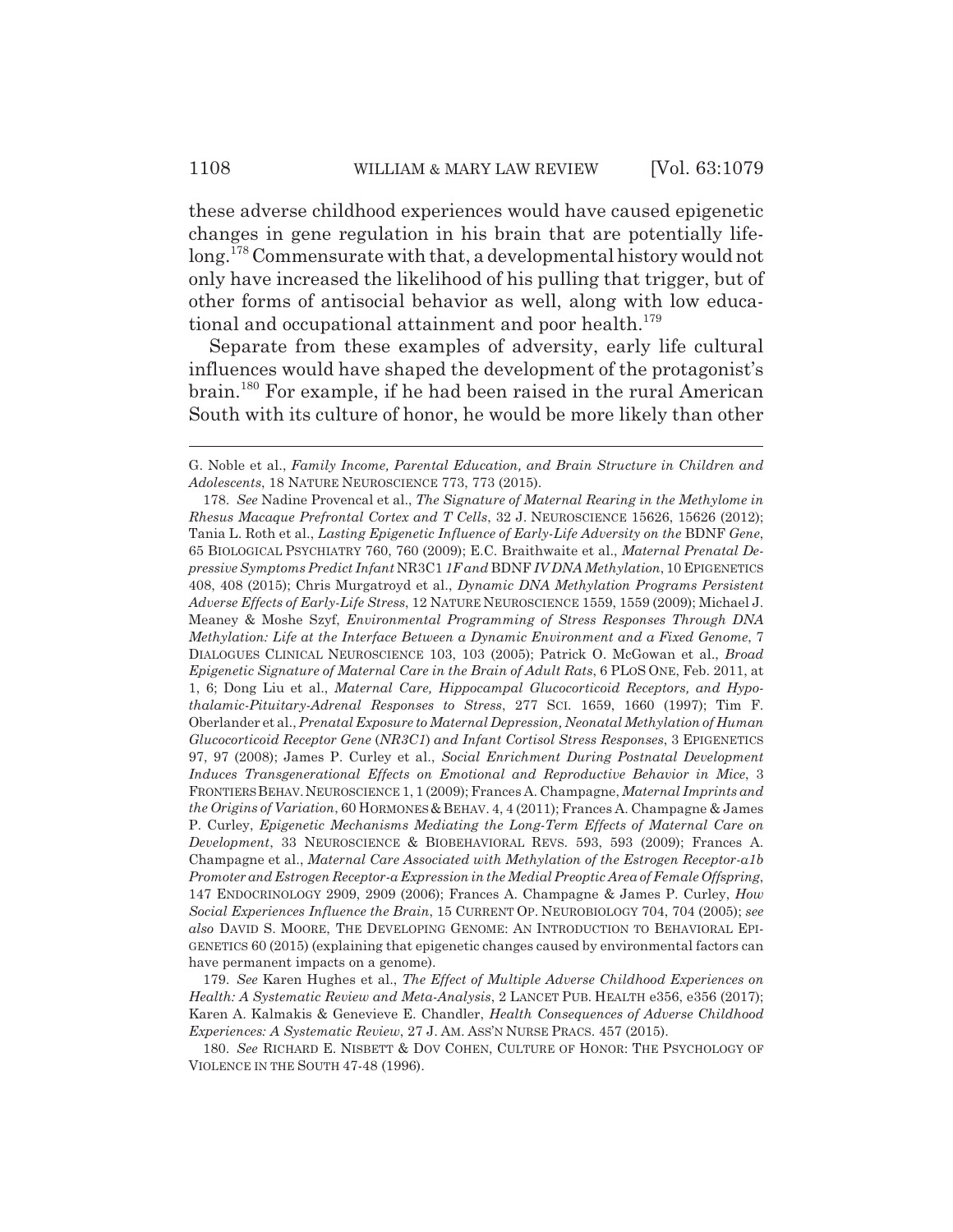these adverse childhood experiences would have caused epigenetic changes in gene regulation in his brain that are potentially lifelong.[178] Commensurate with that, a developmental history would not only have increased the likelihood of his pulling that trigger, but of other forms of antisocial behavior as well, along with low educational and occupational attainment and poor health.[179]

Separate from these examples of adversity, early life cultural influences would have shaped the development of the protagonist's brain.[180] For example, if he had been raised in the rural American South with its culture of honor, he would be more likely than other

---

G. Noble et al., *Family Income, Parental Education, and Brain Structure in Children and Adolescents*, 18 NATURE NEUROSCIENCE 773, 773 (2015).

178. *See* Nadine Provencal et al., *The Signature of Maternal Rearing in the Methylome in Rhesus Macaque Prefrontal Cortex and T Cells*, 32 J. NEUROSCIENCE 15626, 15626 (2012); Tania L. Roth et al., *Lasting Epigenetic Influence of Early-Life Adversity on the* BDNF *Gene*, 65 BIOLOGICAL PSYCHIATRY 760, 760 (2009); E.C. Braithwaite et al., *Maternal Prenatal Depressive Symptoms Predict Infant* NR3C1 *1F and* BDNF *IV DNA Methylation*, 10 EPIGENETICS 408, 408 (2015); Chris Murgatroyd et al., *Dynamic DNA Methylation Programs Persistent Adverse Effects of Early-Life Stress*, 12 NATURE NEUROSCIENCE 1559, 1559 (2009); Michael J. Meaney & Moshe Szyf, *Environmental Programming of Stress Responses Through DNA Methylation: Life at the Interface Between a Dynamic Environment and a Fixed Genome*, 7 DIALOGUES CLINICAL NEUROSCIENCE 103, 103 (2005); Patrick O. McGowan et al., *Broad Epigenetic Signature of Maternal Care in the Brain of Adult Rats*, 6 PLOS ONE, Feb. 2011, at 1, 6; Dong Liu et al., *Maternal Care, Hippocampal Glucocorticoid Receptors, and Hypothalamic-Pituitary-Adrenal Responses to Stress*, 277 SCI. 1659, 1660 (1997); Tim F. Oberlander et al., *Prenatal Exposure to Maternal Depression, Neonatal Methylation of Human Glucocorticoid Receptor Gene* (*NR3C1*) *and Infant Cortisol Stress Responses*, 3 EPIGENETICS 97, 97 (2008); James P. Curley et al., *Social Enrichment During Postnatal Development Induces Transgenerational Effects on Emotional and Reproductive Behavior in Mice*, 3 FRONTIERS BEHAV. NEUROSCIENCE 1, 1 (2009); Frances A. Champagne, *Maternal Imprints and the Origins of Variation*, 60 HORMONES & BEHAV. 4, 4 (2011); Frances A. Champagne & James P. Curley, *Epigenetic Mechanisms Mediating the Long-Term Effects of Maternal Care on Development*, 33 NEUROSCIENCE & BIOBEHAVIORAL REVS. 593, 593 (2009); Frances A. Champagne et al., *Maternal Care Associated with Methylation of the Estrogen Receptor-a1b Promoter and Estrogen Receptor-a Expression in the Medial Preoptic Area of Female Offspring*, 147 ENDOCRINOLOGY 2909, 2909 (2006); Frances A. Champagne & James P. Curley, *How Social Experiences Influence the Brain*, 15 CURRENT OP. NEUROBIOLOGY 704, 704 (2005); *see also* DAVID S. MOORE, THE DEVELOPING GENOME: AN INTRODUCTION TO BEHAVIORAL EPIGENETICS 60 (2015) (explaining that epigenetic changes caused by environmental factors can have permanent impacts on a genome).

179. *See* Karen Hughes et al., *The Effect of Multiple Adverse Childhood Experiences on Health: A Systematic Review and Meta-Analysis*, 2 LANCET PUB. HEALTH e356, e356 (2017); Karen A. Kalmakis & Genevieve E. Chandler, *Health Consequences of Adverse Childhood Experiences: A Systematic Review*, 27 J. AM. ASS'N NURSE PRACS. 457 (2015).

180. *See* RICHARD E. NISBETT & DOV COHEN, CULTURE OF HONOR: THE PSYCHOLOGY OF VIOLENCE IN THE SOUTH 47-48 (1996).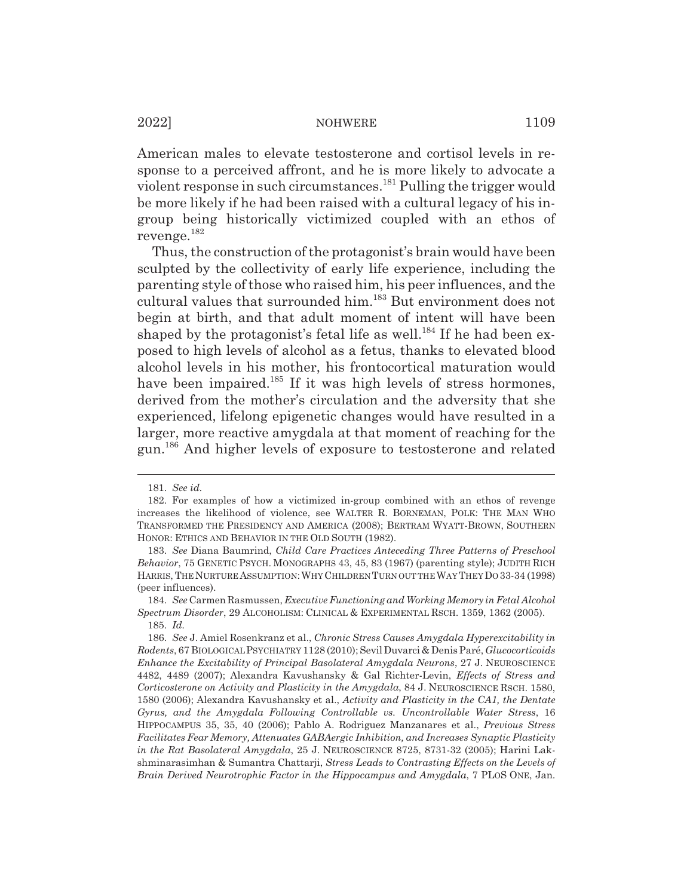American males to elevate testosterone and cortisol levels in response to a perceived affront, and he is more likely to advocate a violent response in such circumstances.[181] Pulling the trigger would be more likely if he had been raised with a cultural legacy of his in-group being historically victimized coupled with an ethos of revenge.[182]

Thus, the construction of the protagonist's brain would have been sculpted by the collectivity of early life experience, including the parenting style of those who raised him, his peer influences, and the cultural values that surrounded him.[183] But environment does not begin at birth, and that adult moment of intent will have been shaped by the protagonist's fetal life as well.[184] If he had been exposed to high levels of alcohol as a fetus, thanks to elevated blood alcohol levels in his mother, his frontocortical maturation would have been impaired.[185] If it was high levels of stress hormones, derived from the mother's circulation and the adversity that she experienced, lifelong epigenetic changes would have resulted in a larger, more reactive amygdala at that moment of reaching for the gun.[186] And higher levels of exposure to testosterone and related

---

181. *See id.*

182. For examples of how a victimized in-group combined with an ethos of revenge increases the likelihood of violence, see WALTER R. BORNEMAN, POLK: THE MAN WHO TRANSFORMED THE PRESIDENCY AND AMERICA (2008); BERTRAM WYATT-BROWN, SOUTHERN HONOR: ETHICS AND BEHAVIOR IN THE OLD SOUTH (1982).

183. *See* Diana Baumrind, *Child Care Practices Anteceding Three Patterns of Preschool Behavior*, 75 GENETIC PSYCH. MONOGRAPHS 43, 45, 83 (1967) (parenting style); JUDITH RICH HARRIS, THE NURTURE ASSUMPTION: WHY CHILDREN TURN OUT THE WAY THEY DO 33-34 (1998) (peer influences).

184. *See* Carmen Rasmussen, *Executive Functioning and Working Memory in Fetal Alcohol Spectrum Disorder*, 29 ALCOHOLISM: CLINICAL & EXPERIMENTAL RSCH. 1359, 1362 (2005).

185. *Id.*

186. *See* J. Amiel Rosenkranz et al., *Chronic Stress Causes Amygdala Hyperexcitability in Rodents*, 67 BIOLOGICAL PSYCHIATRY 1128 (2010); Sevil Duvarci & Denis Paré, *Glucocorticoids Enhance the Excitability of Principal Basolateral Amygdala Neurons*, 27 J. NEUROSCIENCE 4482, 4489 (2007); Alexandra Kavushansky & Gal Richter-Levin, *Effects of Stress and Corticosterone on Activity and Plasticity in the Amygdala*, 84 J. NEUROSCIENCE RSCH. 1580, 1580 (2006); Alexandra Kavushansky et al., *Activity and Plasticity in the CA1, the Dentate Gyrus, and the Amygdala Following Controllable vs. Uncontrollable Water Stress*, 16 HIPPOCAMPUS 35, 35, 40 (2006); Pablo A. Rodriguez Manzanares et al., *Previous Stress Facilitates Fear Memory, Attenuates GABAergic Inhibition, and Increases Synaptic Plasticity in the Rat Basolateral Amygdala*, 25 J. NEUROSCIENCE 8725, 8731-32 (2005); Harini Lakshminarasimhan & Sumantra Chattarji, *Stress Leads to Contrasting Effects on the Levels of Brain Derived Neurotrophic Factor in the Hippocampus and Amygdala*, 7 PLOS ONE, Jan.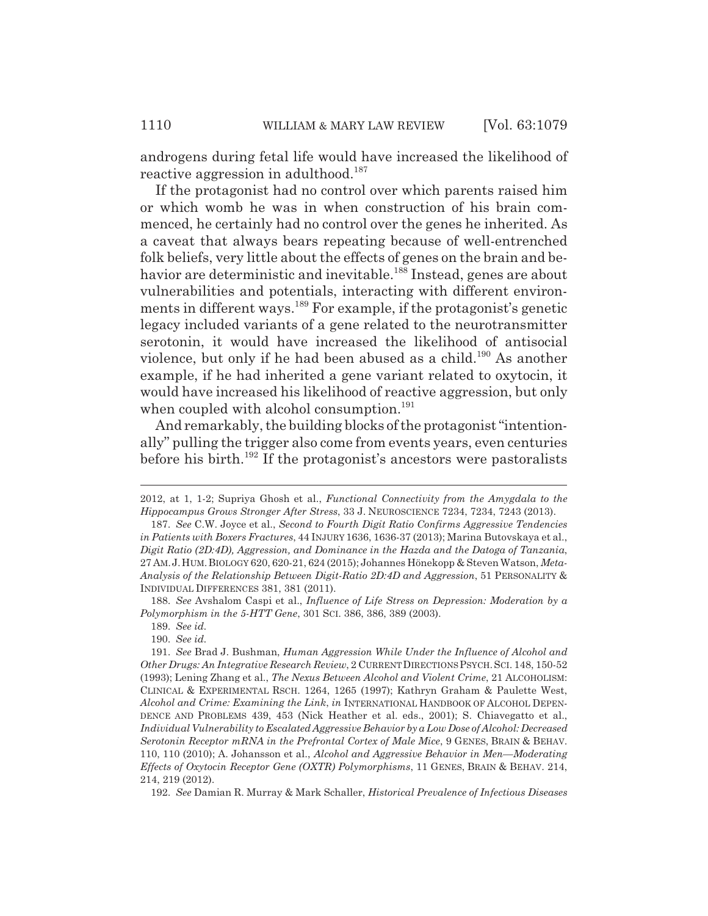androgens during fetal life would have increased the likelihood of reactive aggression in adulthood.[187]

If the protagonist had no control over which parents raised him or which womb he was in when construction of his brain commenced, he certainly had no control over the genes he inherited. As a caveat that always bears repeating because of well-entrenched folk beliefs, very little about the effects of genes on the brain and behavior are deterministic and inevitable.[188] Instead, genes are about vulnerabilities and potentials, interacting with different environments in different ways.[189] For example, if the protagonist's genetic legacy included variants of a gene related to the neurotransmitter serotonin, it would have increased the likelihood of antisocial violence, but only if he had been abused as a child.[190] As another example, if he had inherited a gene variant related to oxytocin, it would have increased his likelihood of reactive aggression, but only when coupled with alcohol consumption.[191]

And remarkably, the building blocks of the protagonist "intentionally" pulling the trigger also come from events years, even centuries before his birth.[192] If the protagonist's ancestors were pastoralists

---

2012, at 1, 1-2; Supriya Ghosh et al., *Functional Connectivity from the Amygdala to the Hippocampus Grows Stronger After Stress*, 33 J. NEUROSCIENCE 7234, 7234, 7243 (2013).

187. *See* C.W. Joyce et al., *Second to Fourth Digit Ratio Confirms Aggressive Tendencies in Patients with Boxers Fractures*, 44 INJURY 1636, 1636-37 (2013); Marina Butovskaya et al., *Digit Ratio (2D:4D), Aggression, and Dominance in the Hazda and the Datoga of Tanzania*, 27 AM. J. HUM. BIOLOGY 620, 620-21, 624 (2015); Johannes Hönekopp & Steven Watson, *Meta-Analysis of the Relationship Between Digit-Ratio 2D:4D and Aggression*, 51 PERSONALITY & INDIVIDUAL DIFFERENCES 381, 381 (2011).

188. *See* Avshalom Caspi et al., *Influence of Life Stress on Depression: Moderation by a Polymorphism in the 5-HTT Gene*, 301 SCI. 386, 386, 389 (2003).

189. *See id.*

190. *See id.*

191. *See* Brad J. Bushman, *Human Aggression While Under the Influence of Alcohol and Other Drugs: An Integrative Research Review*, 2 CURRENT DIRECTIONS PSYCH. SCI. 148, 150-52 (1993); Lening Zhang et al., *The Nexus Between Alcohol and Violent Crime*, 21 ALCOHOLISM: CLINICAL & EXPERIMENTAL RSCH. 1264, 1265 (1997); Kathryn Graham & Paulette West, *Alcohol and Crime: Examining the Link*, *in* INTERNATIONAL HANDBOOK OF ALCOHOL DEPENDENCE AND PROBLEMS 439, 453 (Nick Heather et al. eds., 2001); S. Chiavegatto et al., *Individual Vulnerability to Escalated Aggressive Behavior by a Low Dose of Alcohol: Decreased Serotonin Receptor mRNA in the Prefrontal Cortex of Male Mice*, 9 GENES, BRAIN & BEHAV. 110, 110 (2010); A. Johansson et al., *Alcohol and Aggressive Behavior in Men—Moderating Effects of Oxytocin Receptor Gene (OXTR) Polymorphisms*, 11 GENES, BRAIN & BEHAV. 214, 214, 219 (2012).

192. *See* Damian R. Murray & Mark Schaller, *Historical Prevalence of Infectious Diseases*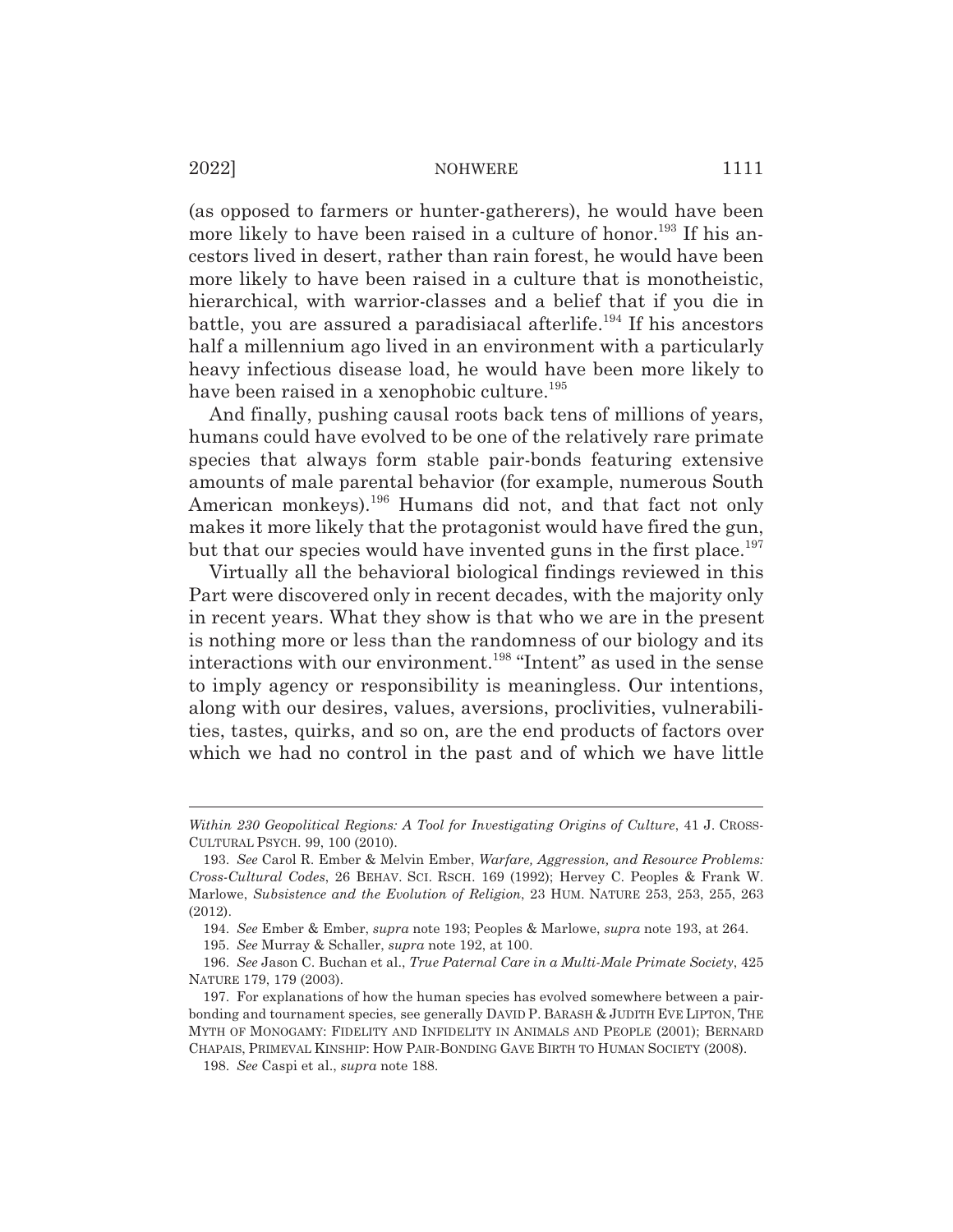(as opposed to farmers or hunter-gatherers), he would have been more likely to have been raised in a culture of honor.[193] If his ancestors lived in desert, rather than rain forest, he would have been more likely to have been raised in a culture that is monotheistic, hierarchical, with warrior-classes and a belief that if you die in battle, you are assured a paradisiacal afterlife.[194] If his ancestors half a millennium ago lived in an environment with a particularly heavy infectious disease load, he would have been more likely to have been raised in a xenophobic culture.[195]

And finally, pushing causal roots back tens of millions of years, humans could have evolved to be one of the relatively rare primate species that always form stable pair-bonds featuring extensive amounts of male parental behavior (for example, numerous South American monkeys).[196] Humans did not, and that fact not only makes it more likely that the protagonist would have fired the gun, but that our species would have invented guns in the first place.[197]

Virtually all the behavioral biological findings reviewed in this Part were discovered only in recent decades, with the majority only in recent years. What they show is that who we are in the present is nothing more or less than the randomness of our biology and its interactions with our environment.[198] "Intent" as used in the sense to imply agency or responsibility is meaningless. Our intentions, along with our desires, values, aversions, proclivities, vulnerabilities, tastes, quirks, and so on, are the end products of factors over which we had no control in the past and of which we have little

---

*Within 230 Geopolitical Regions: A Tool for Investigating Origins of Culture*, 41 J. CROSS-CULTURAL PSYCH. 99, 100 (2010).

193. *See* Carol R. Ember & Melvin Ember, *Warfare, Aggression, and Resource Problems: Cross-Cultural Codes*, 26 BEHAV. SCI. RSCH. 169 (1992); Hervey C. Peoples & Frank W. Marlowe, *Subsistence and the Evolution of Religion*, 23 HUM. NATURE 253, 253, 255, 263 (2012).

194. *See* Ember & Ember, *supra* note 193; Peoples & Marlowe, *supra* note 193, at 264.

195. *See* Murray & Schaller, *supra* note 192, at 100.

196. *See* Jason C. Buchan et al., *True Paternal Care in a Multi-Male Primate Society*, 425 NATURE 179, 179 (2003).

197. For explanations of how the human species has evolved somewhere between a pair-bonding and tournament species, see generally DAVID P. BARASH & JUDITH EVE LIPTON, THE MYTH OF MONOGAMY: FIDELITY AND INFIDELITY IN ANIMALS AND PEOPLE (2001); BERNARD CHAPAIS, PRIMEVAL KINSHIP: HOW PAIR-BONDING GAVE BIRTH TO HUMAN SOCIETY (2008).

198. *See* Caspi et al., *supra* note 188.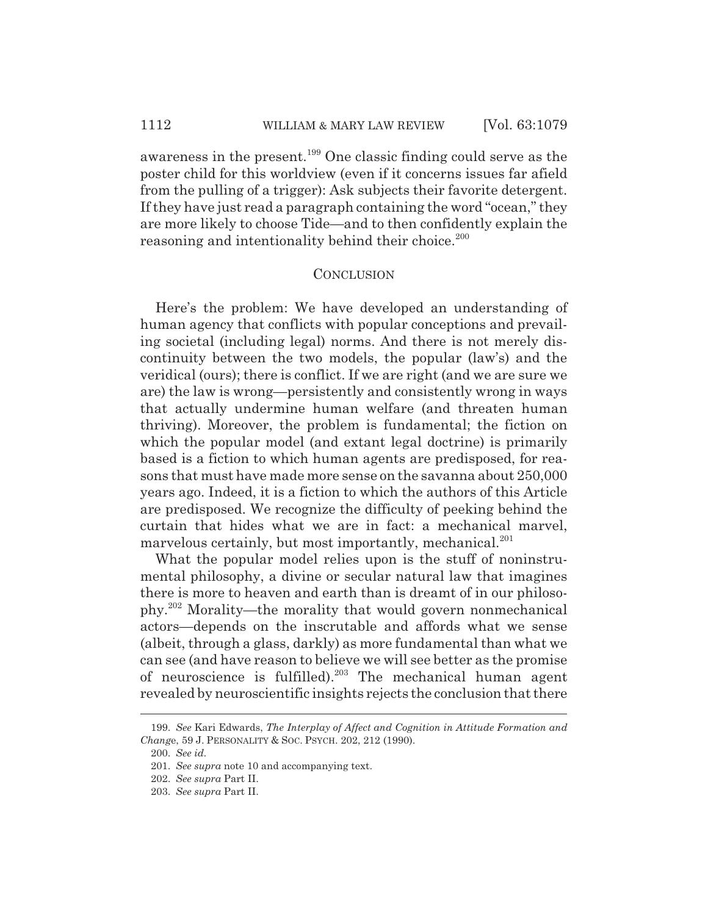awareness in the present.[199] One classic finding could serve as the poster child for this worldview (even if it concerns issues far afield from the pulling of a trigger): Ask subjects their favorite detergent. If they have just read a paragraph containing the word "ocean," they are more likely to choose Tide—and to then confidently explain the reasoning and intentionality behind their choice.[200]

## CONCLUSION

Here's the problem: We have developed an understanding of human agency that conflicts with popular conceptions and prevailing societal (including legal) norms. And there is not merely discontinuity between the two models, the popular (law's) and the veridical (ours); there is conflict. If we are right (and we are sure we are) the law is wrong—persistently and consistently wrong in ways that actually undermine human welfare (and threaten human thriving). Moreover, the problem is fundamental; the fiction on which the popular model (and extant legal doctrine) is primarily based is a fiction to which human agents are predisposed, for reasons that must have made more sense on the savanna about 250,000 years ago. Indeed, it is a fiction to which the authors of this Article are predisposed. We recognize the difficulty of peeking behind the curtain that hides what we are in fact: a mechanical marvel, marvelous certainly, but most importantly, mechanical.[201]

What the popular model relies upon is the stuff of noninstrumental philosophy, a divine or secular natural law that imagines there is more to heaven and earth than is dreamt of in our philosophy.[202] Morality—the morality that would govern nonmechanical actors—depends on the inscrutable and affords what we sense (albeit, through a glass, darkly) as more fundamental than what we can see (and have reason to believe we will see better as the promise of neuroscience is fulfilled).[203] The mechanical human agent revealed by neuroscientific insights rejects the conclusion that there

---

199. *See* Kari Edwards, *The Interplay of Affect and Cognition in Attitude Formation and Change*, 59 J. PERSONALITY & SOC. PSYCH. 202, 212 (1990).

200. *See id.*

201. *See supra* note 10 and accompanying text.

202. *See supra* Part II.

203. *See supra* Part II.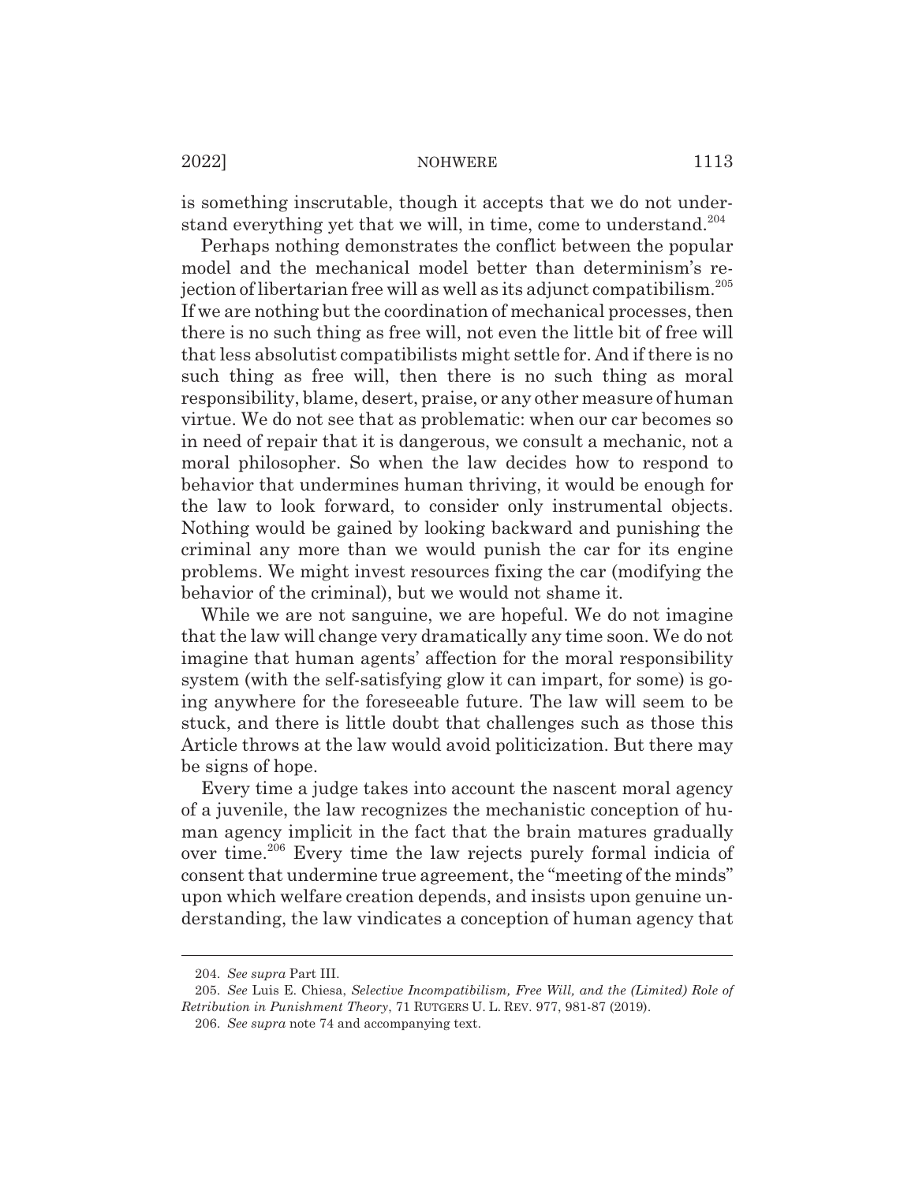is something inscrutable, though it accepts that we do not understand everything yet that we will, in time, come to understand.[204]

Perhaps nothing demonstrates the conflict between the popular model and the mechanical model better than determinism's rejection of libertarian free will as well as its adjunct compatibilism.[205] If we are nothing but the coordination of mechanical processes, then there is no such thing as free will, not even the little bit of free will that less absolutist compatibilists might settle for. And if there is no such thing as free will, then there is no such thing as moral responsibility, blame, desert, praise, or any other measure of human virtue. We do not see that as problematic: when our car becomes so in need of repair that it is dangerous, we consult a mechanic, not a moral philosopher. So when the law decides how to respond to behavior that undermines human thriving, it would be enough for the law to look forward, to consider only instrumental objects. Nothing would be gained by looking backward and punishing the criminal any more than we would punish the car for its engine problems. We might invest resources fixing the car (modifying the behavior of the criminal), but we would not shame it.

While we are not sanguine, we are hopeful. We do not imagine that the law will change very dramatically any time soon. We do not imagine that human agents' affection for the moral responsibility system (with the self-satisfying glow it can impart, for some) is going anywhere for the foreseeable future. The law will seem to be stuck, and there is little doubt that challenges such as those this Article throws at the law would avoid politicization. But there may be signs of hope.

Every time a judge takes into account the nascent moral agency of a juvenile, the law recognizes the mechanistic conception of human agency implicit in the fact that the brain matures gradually over time.[206] Every time the law rejects purely formal indicia of consent that undermine true agreement, the "meeting of the minds" upon which welfare creation depends, and insists upon genuine understanding, the law vindicates a conception of human agency that

---

204. *See supra* Part III.

205. *See* Luis E. Chiesa, *Selective Incompatibilism, Free Will, and the (Limited) Role of Retribution in Punishment Theory*, 71 RUTGERS U. L. REV. 977, 981-87 (2019).

206. *See supra* note 74 and accompanying text.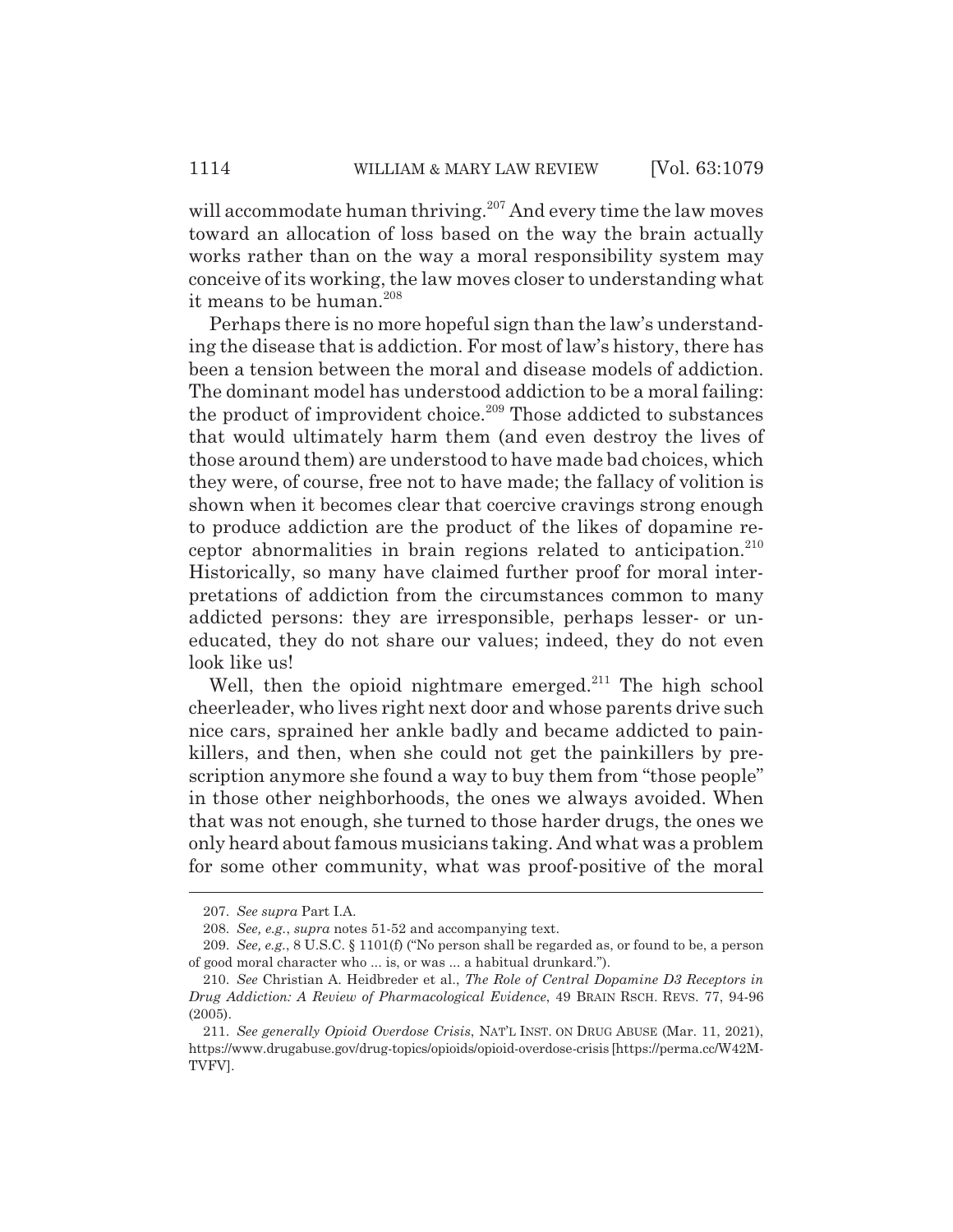will accommodate human thriving.[207] And every time the law moves toward an allocation of loss based on the way the brain actually works rather than on the way a moral responsibility system may conceive of its working, the law moves closer to understanding what it means to be human.[208]

Perhaps there is no more hopeful sign than the law's understanding the disease that is addiction. For most of law's history, there has been a tension between the moral and disease models of addiction. The dominant model has understood addiction to be a moral failing: the product of improvident choice.[209] Those addicted to substances that would ultimately harm them (and even destroy the lives of those around them) are understood to have made bad choices, which they were, of course, free not to have made; the fallacy of volition is shown when it becomes clear that coercive cravings strong enough to produce addiction are the product of the likes of dopamine receptor abnormalities in brain regions related to anticipation.[210] Historically, so many have claimed further proof for moral interpretations of addiction from the circumstances common to many addicted persons: they are irresponsible, perhaps lesser- or uneducated, they do not share our values; indeed, they do not even look like us!

Well, then the opioid nightmare emerged.[211] The high school cheerleader, who lives right next door and whose parents drive such nice cars, sprained her ankle badly and became addicted to painkillers, and then, when she could not get the painkillers by prescription anymore she found a way to buy them from "those people" in those other neighborhoods, the ones we always avoided. When that was not enough, she turned to those harder drugs, the ones we only heard about famous musicians taking. And what was a problem for some other community, what was proof-positive of the moral

---

207. *See supra* Part I.A.

208. *See, e.g.*, *supra* notes 51-52 and accompanying text.

209. *See, e.g.*, 8 U.S.C. § 1101(f) ("No person shall be regarded as, or found to be, a person of good moral character who ... is, or was ... a habitual drunkard.").

210. *See* Christian A. Heidbreder et al., *The Role of Central Dopamine D3 Receptors in Drug Addiction: A Review of Pharmacological Evidence*, 49 BRAIN RSCH. REVS. 77, 94-96 (2005).

211. *See generally Opioid Overdose Crisis*, NAT'L INST. ON DRUG ABUSE (Mar. 11, 2021), https://www.drugabuse.gov/drug-topics/opioids/opioid-overdose-crisis [https://perma.cc/W42M-TVFV].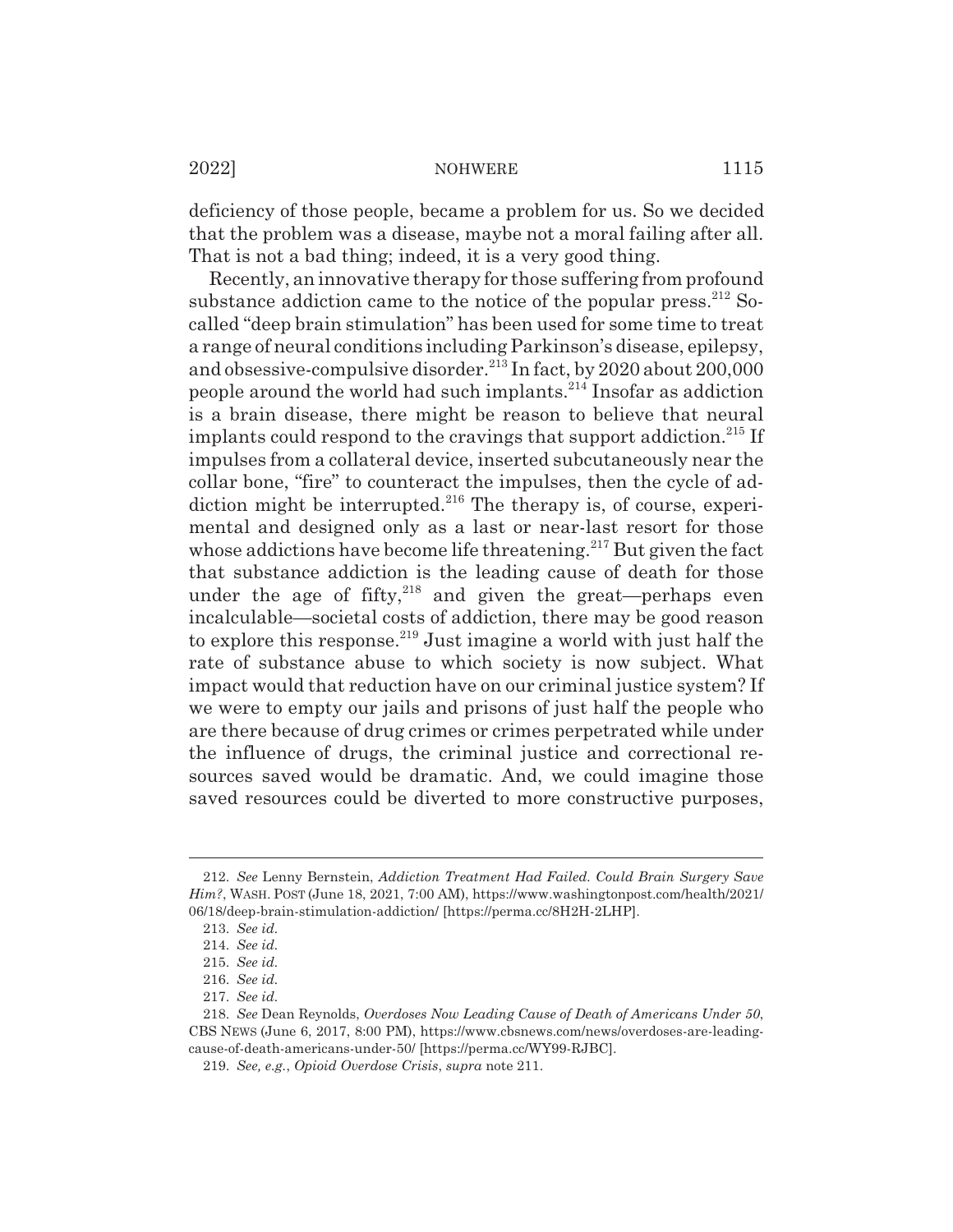deficiency of those people, became a problem for us. So we decided that the problem was a disease, maybe not a moral failing after all. That is not a bad thing; indeed, it is a very good thing.

Recently, an innovative therapy for those suffering from profound substance addiction came to the notice of the popular press.[212] So-called "deep brain stimulation" has been used for some time to treat a range of neural conditions including Parkinson's disease, epilepsy, and obsessive-compulsive disorder.[213] In fact, by 2020 about 200,000 people around the world had such implants.[214] Insofar as addiction is a brain disease, there might be reason to believe that neural implants could respond to the cravings that support addiction.[215] If impulses from a collateral device, inserted subcutaneously near the collar bone, "fire" to counteract the impulses, then the cycle of addiction might be interrupted.[216] The therapy is, of course, experimental and designed only as a last or near-last resort for those whose addictions have become life threatening.[217] But given the fact that substance addiction is the leading cause of death for those under the age of fifty,[218] and given the great—perhaps even incalculable—societal costs of addiction, there may be good reason to explore this response.[219] Just imagine a world with just half the rate of substance abuse to which society is now subject. What impact would that reduction have on our criminal justice system? If we were to empty our jails and prisons of just half the people who are there because of drug crimes or crimes perpetrated while under the influence of drugs, the criminal justice and correctional resources saved would be dramatic. And, we could imagine those saved resources could be diverted to more constructive purposes,

---

212. *See* Lenny Bernstein, *Addiction Treatment Had Failed. Could Brain Surgery Save Him?*, WASH. POST (June 18, 2021, 7:00 AM), https://www.washingtonpost.com/health/2021/06/18/deep-brain-stimulation-addiction/ [https://perma.cc/8H2H-2LHP].

213. *See id.*

214. *See id.*

215. *See id.*

216. *See id.*

217. *See id.*

218. *See* Dean Reynolds, *Overdoses Now Leading Cause of Death of Americans Under 50*, CBS NEWS (June 6, 2017, 8:00 PM), https://www.cbsnews.com/news/overdoses-are-leading-cause-of-death-americans-under-50/ [https://perma.cc/WY99-RJBC].

219. *See, e.g.*, *Opioid Overdose Crisis*, *supra* note 211.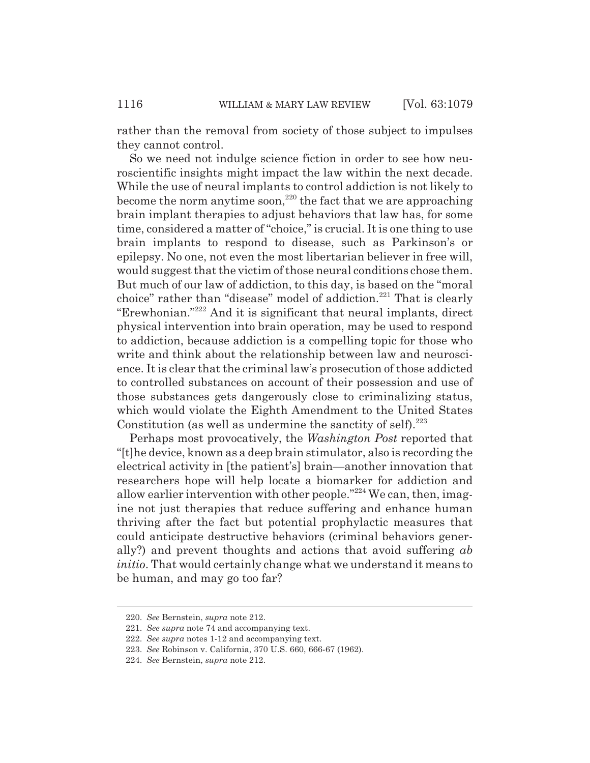rather than the removal from society of those subject to impulses they cannot control.

So we need not indulge science fiction in order to see how neuroscientific insights might impact the law within the next decade. While the use of neural implants to control addiction is not likely to become the norm anytime soon,[220] the fact that we are approaching brain implant therapies to adjust behaviors that law has, for some time, considered a matter of "choice," is crucial. It is one thing to use brain implants to respond to disease, such as Parkinson's or epilepsy. No one, not even the most libertarian believer in free will, would suggest that the victim of those neural conditions chose them. But much of our law of addiction, to this day, is based on the "moral choice" rather than "disease" model of addiction.[221] That is clearly "Erewhonian."[222] And it is significant that neural implants, direct physical intervention into brain operation, may be used to respond to addiction, because addiction is a compelling topic for those who write and think about the relationship between law and neuroscience. It is clear that the criminal law's prosecution of those addicted to controlled substances on account of their possession and use of those substances gets dangerously close to criminalizing status, which would violate the Eighth Amendment to the United States Constitution (as well as undermine the sanctity of self).[223]

Perhaps most provocatively, the *Washington Post* reported that "[t]he device, known as a deep brain stimulator, also is recording the electrical activity in [the patient's] brain—another innovation that researchers hope will help locate a biomarker for addiction and allow earlier intervention with other people."[224] We can, then, imagine not just therapies that reduce suffering and enhance human thriving after the fact but potential prophylactic measures that could anticipate destructive behaviors (criminal behaviors generally?) and prevent thoughts and actions that avoid suffering *ab initio*. That would certainly change what we understand it means to be human, and may go too far?

---

220. *See* Bernstein, *supra* note 212.

221. *See supra* note 74 and accompanying text.

222. *See supra* notes 1-12 and accompanying text.

223. *See* Robinson v. California, 370 U.S. 660, 666-67 (1962).

224. *See* Bernstein, *supra* note 212.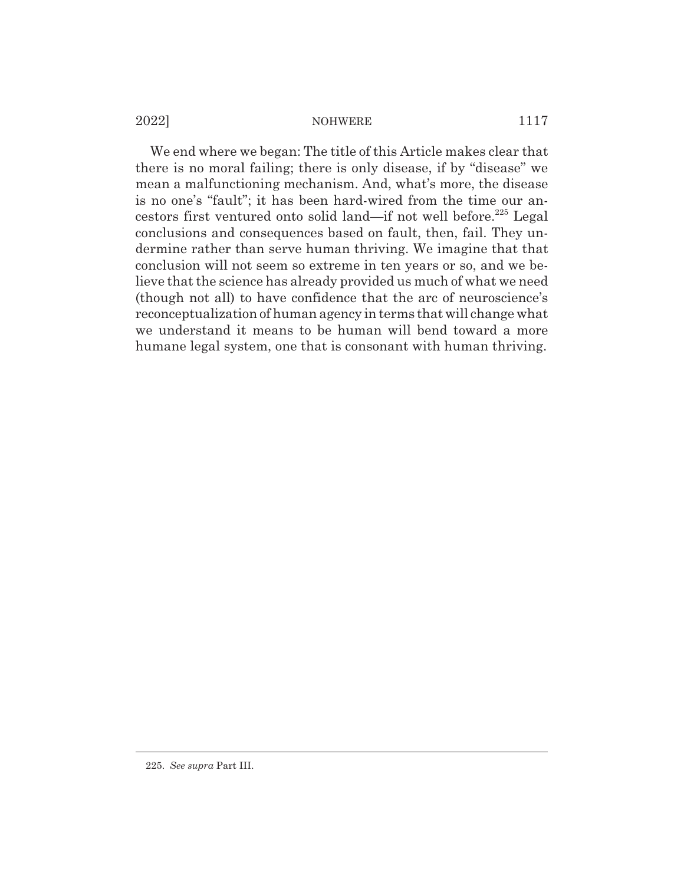We end where we began: The title of this Article makes clear that there is no moral failing; there is only disease, if by "disease" we mean a malfunctioning mechanism. And, what's more, the disease is no one's "fault"; it has been hard-wired from the time our ancestors first ventured onto solid land—if not well before.[225] Legal conclusions and consequences based on fault, then, fail. They undermine rather than serve human thriving. We imagine that that conclusion will not seem so extreme in ten years or so, and we believe that the science has already provided us much of what we need (though not all) to have confidence that the arc of neuroscience's reconceptualization of human agency in terms that will change what we understand it means to be human will bend toward a more humane legal system, one that is consonant with human thriving.

---

225. *See supra* Part III.